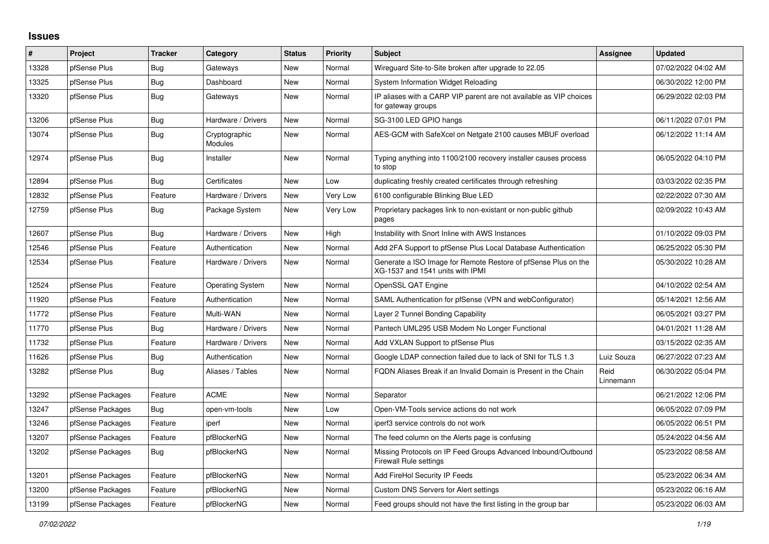## Issues

| # | Project | Tracker | Category | Status | Priority | Subject | Assignee | Updated |
|---|---|---|---|---|---|---|---|---|
| 13328 | pfSense Plus | Bug | Gateways | New | Normal | Wireguard Site-to-Site broken after upgrade to 22.05 | | 07/02/2022 04:02 AM |
| 13325 | pfSense Plus | Bug | Dashboard | New | Normal | System Information Widget Reloading | | 06/30/2022 12:00 PM |
| 13320 | pfSense Plus | Bug | Gateways | New | Normal | IP aliases with a CARP VIP parent are not available as VIP choices for gateway groups | | 06/29/2022 02:03 PM |
| 13206 | pfSense Plus | Bug | Hardware / Drivers | New | Normal | SG-3100 LED GPIO hangs | | 06/11/2022 07:01 PM |
| 13074 | pfSense Plus | Bug | Cryptographic Modules | New | Normal | AES-GCM with SafeXcel on Netgate 2100 causes MBUF overload | | 06/12/2022 11:14 AM |
| 12974 | pfSense Plus | Bug | Installer | New | Normal | Typing anything into 1100/2100 recovery installer causes process to stop | | 06/05/2022 04:10 PM |
| 12894 | pfSense Plus | Bug | Certificates | New | Low | duplicating freshly created certificates through refreshing | | 03/03/2022 02:35 PM |
| 12832 | pfSense Plus | Feature | Hardware / Drivers | New | Very Low | 6100 configurable Blinking Blue LED | | 02/22/2022 07:30 AM |
| 12759 | pfSense Plus | Bug | Package System | New | Very Low | Proprietary packages link to non-existant or non-public github pages | | 02/09/2022 10:43 AM |
| 12607 | pfSense Plus | Bug | Hardware / Drivers | New | High | Instability with Snort Inline with AWS Instances | | 01/10/2022 09:03 PM |
| 12546 | pfSense Plus | Feature | Authentication | New | Normal | Add 2FA Support to pfSense Plus Local Database Authentication | | 06/25/2022 05:30 PM |
| 12534 | pfSense Plus | Feature | Hardware / Drivers | New | Normal | Generate a ISO Image for Remote Restore of pfSense Plus on the XG-1537 and 1541 units with IPMI | | 05/30/2022 10:28 AM |
| 12524 | pfSense Plus | Feature | Operating System | New | Normal | OpenSSL QAT Engine | | 04/10/2022 02:54 AM |
| 11920 | pfSense Plus | Feature | Authentication | New | Normal | SAML Authentication for pfSense (VPN and webConfigurator) | | 05/14/2021 12:56 AM |
| 11772 | pfSense Plus | Feature | Multi-WAN | New | Normal | Layer 2 Tunnel Bonding Capability | | 06/05/2021 03:27 PM |
| 11770 | pfSense Plus | Bug | Hardware / Drivers | New | Normal | Pantech UML295 USB Modem No Longer Functional | | 04/01/2021 11:28 AM |
| 11732 | pfSense Plus | Feature | Hardware / Drivers | New | Normal | Add VXLAN Support to pfSense Plus | | 03/15/2022 02:35 AM |
| 11626 | pfSense Plus | Bug | Authentication | New | Normal | Google LDAP connection failed due to lack of SNI for TLS 1.3 | Luiz Souza | 06/27/2022 07:23 AM |
| 13282 | pfSense Plus | Bug | Aliases / Tables | New | Normal | FQDN Aliases Break if an Invalid Domain is Present in the Chain | Reid Linnemann | 06/30/2022 05:04 PM |
| 13292 | pfSense Packages | Feature | ACME | New | Normal | Separator | | 06/21/2022 12:06 PM |
| 13247 | pfSense Packages | Bug | open-vm-tools | New | Low | Open-VM-Tools service actions do not work | | 06/05/2022 07:09 PM |
| 13246 | pfSense Packages | Feature | iperf | New | Normal | iperf3 service controls do not work | | 06/05/2022 06:51 PM |
| 13207 | pfSense Packages | Feature | pfBlockerNG | New | Normal | The feed column on the Alerts page is confusing | | 05/24/2022 04:56 AM |
| 13202 | pfSense Packages | Bug | pfBlockerNG | New | Normal | Missing Protocols on IP Feed Groups Advanced Inbound/Outbound Firewall Rule settings | | 05/23/2022 08:58 AM |
| 13201 | pfSense Packages | Feature | pfBlockerNG | New | Normal | Add FireHol Security IP Feeds | | 05/23/2022 06:34 AM |
| 13200 | pfSense Packages | Feature | pfBlockerNG | New | Normal | Custom DNS Servers for Alert settings | | 05/23/2022 06:16 AM |
| 13199 | pfSense Packages | Feature | pfBlockerNG | New | Normal | Feed groups should not have the first listing in the group bar | | 05/23/2022 06:03 AM |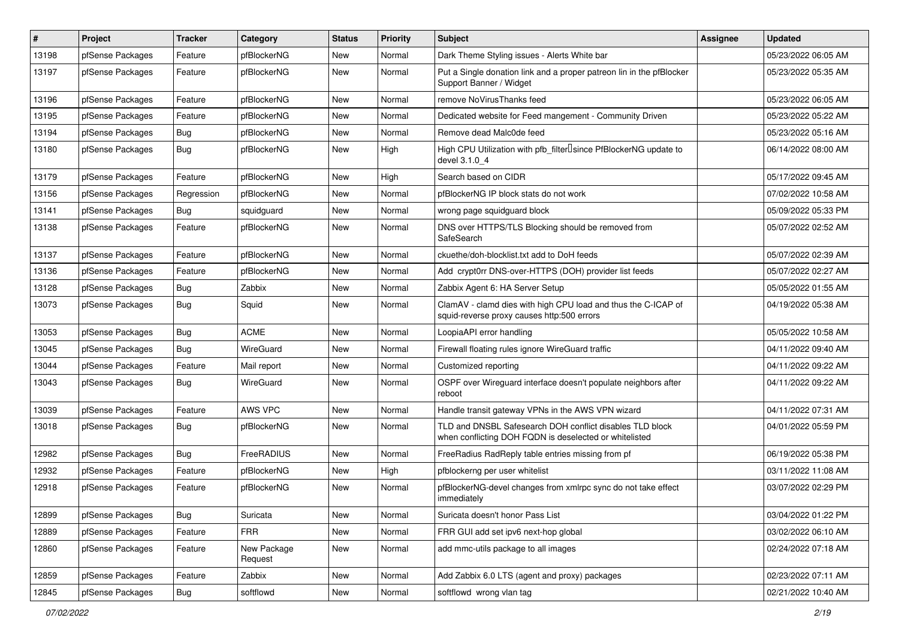| # | Project | Tracker | Category | Status | Priority | Subject | Assignee | Updated |
|---|---|---|---|---|---|---|---|---|
| 13198 | pfSense Packages | Feature | pfBlockerNG | New | Normal | Dark Theme Styling issues - Alerts White bar | | 05/23/2022 06:05 AM |
| 13197 | pfSense Packages | Feature | pfBlockerNG | New | Normal | Put a Single donation link and a proper patreon lin in the pfBlocker Support Banner / Widget | | 05/23/2022 05:35 AM |
| 13196 | pfSense Packages | Feature | pfBlockerNG | New | Normal | remove NoVirusThanks feed | | 05/23/2022 06:05 AM |
| 13195 | pfSense Packages | Feature | pfBlockerNG | New | Normal | Dedicated website for Feed mangement - Community Driven | | 05/23/2022 05:22 AM |
| 13194 | pfSense Packages | Bug | pfBlockerNG | New | Normal | Remove dead Malc0de feed | | 05/23/2022 05:16 AM |
| 13180 | pfSense Packages | Bug | pfBlockerNG | New | High | High CPU Utilization with pfb_filter since PfBlockerNG update to devel 3.1.0_4 | | 06/14/2022 08:00 AM |
| 13179 | pfSense Packages | Feature | pfBlockerNG | New | High | Search based on CIDR | | 05/17/2022 09:45 AM |
| 13156 | pfSense Packages | Regression | pfBlockerNG | New | Normal | pfBlockerNG IP block stats do not work | | 07/02/2022 10:58 AM |
| 13141 | pfSense Packages | Bug | squidguard | New | Normal | wrong page squidguard block | | 05/09/2022 05:33 PM |
| 13138 | pfSense Packages | Feature | pfBlockerNG | New | Normal | DNS over HTTPS/TLS Blocking should be removed from SafeSearch | | 05/07/2022 02:52 AM |
| 13137 | pfSense Packages | Feature | pfBlockerNG | New | Normal | ckuethe/doh-blocklist.txt add to DoH feeds | | 05/07/2022 02:39 AM |
| 13136 | pfSense Packages | Feature | pfBlockerNG | New | Normal | Add crypt0rr DNS-over-HTTPS (DOH) provider list feeds | | 05/07/2022 02:27 AM |
| 13128 | pfSense Packages | Bug | Zabbix | New | Normal | Zabbix Agent 6: HA Server Setup | | 05/05/2022 01:55 AM |
| 13073 | pfSense Packages | Bug | Squid | New | Normal | ClamAV - clamd dies with high CPU load and thus the C-ICAP of squid-reverse proxy causes http:500 errors | | 04/19/2022 05:38 AM |
| 13053 | pfSense Packages | Bug | ACME | New | Normal | LoopiaAPI error handling | | 05/05/2022 10:58 AM |
| 13045 | pfSense Packages | Bug | WireGuard | New | Normal | Firewall floating rules ignore WireGuard traffic | | 04/11/2022 09:40 AM |
| 13044 | pfSense Packages | Feature | Mail report | New | Normal | Customized reporting | | 04/11/2022 09:22 AM |
| 13043 | pfSense Packages | Bug | WireGuard | New | Normal | OSPF over Wireguard interface doesn't populate neighbors after reboot | | 04/11/2022 09:22 AM |
| 13039 | pfSense Packages | Feature | AWS VPC | New | Normal | Handle transit gateway VPNs in the AWS VPN wizard | | 04/11/2022 07:31 AM |
| 13018 | pfSense Packages | Bug | pfBlockerNG | New | Normal | TLD and DNSBL Safesearch DOH conflict disables TLD block when conflicting DOH FQDN is deselected or whitelisted | | 04/01/2022 05:59 PM |
| 12982 | pfSense Packages | Bug | FreeRADIUS | New | Normal | FreeRadius RadReply table entries missing from pf | | 06/19/2022 05:38 PM |
| 12932 | pfSense Packages | Feature | pfBlockerNG | New | High | pfblockerng per user whitelist | | 03/11/2022 11:08 AM |
| 12918 | pfSense Packages | Feature | pfBlockerNG | New | Normal | pfBlockerNG-devel changes from xmlrpc sync do not take effect immediately | | 03/07/2022 02:29 PM |
| 12899 | pfSense Packages | Bug | Suricata | New | Normal | Suricata doesn't honor Pass List | | 03/04/2022 01:22 PM |
| 12889 | pfSense Packages | Feature | FRR | New | Normal | FRR GUI add set ipv6 next-hop global | | 03/02/2022 06:10 AM |
| 12860 | pfSense Packages | Feature | New Package Request | New | Normal | add mmc-utils package to all images | | 02/24/2022 07:18 AM |
| 12859 | pfSense Packages | Feature | Zabbix | New | Normal | Add Zabbix 6.0 LTS (agent and proxy) packages | | 02/23/2022 07:11 AM |
| 12845 | pfSense Packages | Bug | softflowd | New | Normal | softflowd wrong vlan tag | | 02/21/2022 10:40 AM |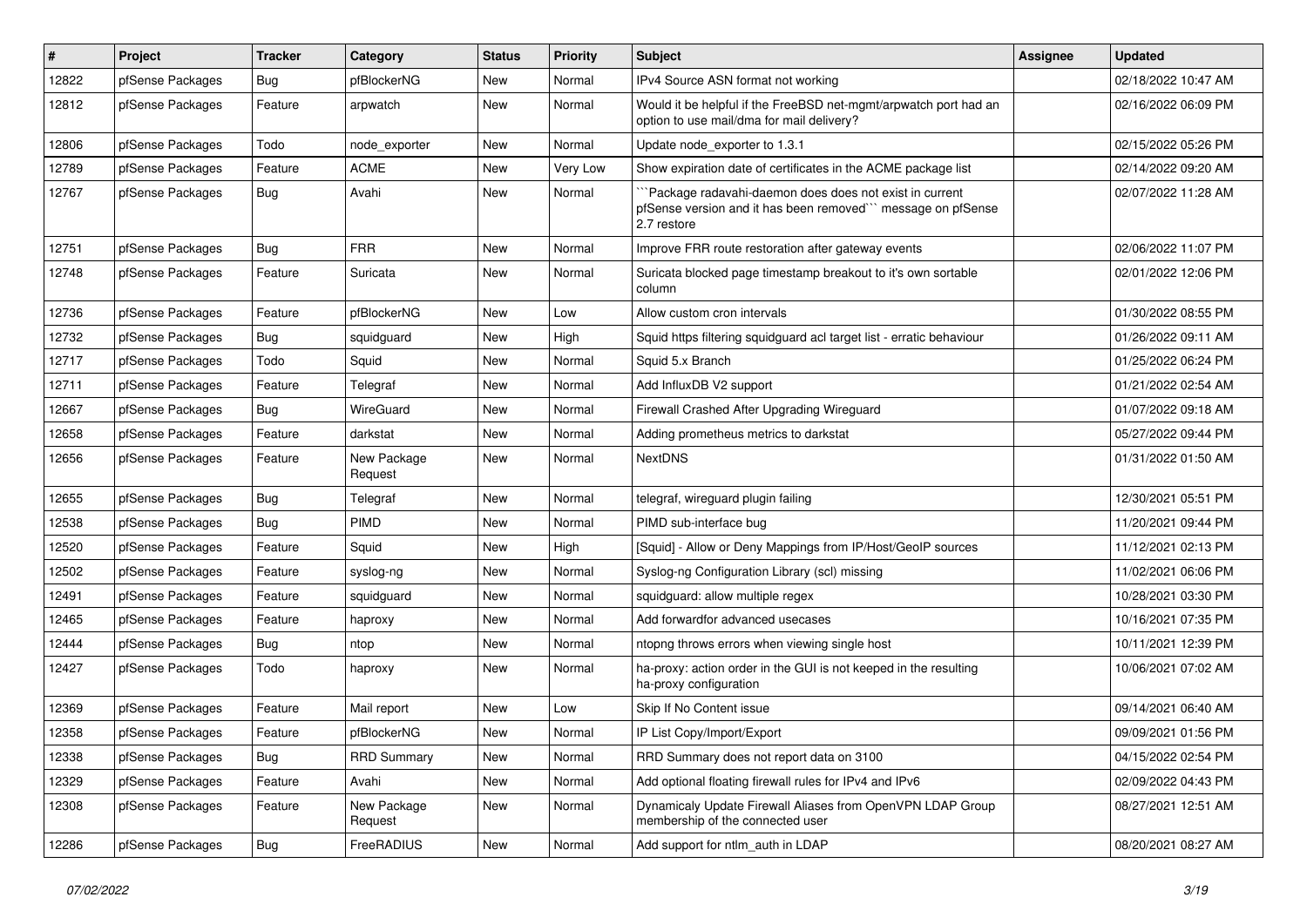| # | Project | Tracker | Category | Status | Priority | Subject | Assignee | Updated |
|---|---|---|---|---|---|---|---|---|
| 12822 | pfSense Packages | Bug | pfBlockerNG | New | Normal | IPv4 Source ASN format not working | | 02/18/2022 10:47 AM |
| 12812 | pfSense Packages | Feature | arpwatch | New | Normal | Would it be helpful if the FreeBSD net-mgmt/arpwatch port had an option to use mail/dma for mail delivery? | | 02/16/2022 06:09 PM |
| 12806 | pfSense Packages | Todo | node_exporter | New | Normal | Update node_exporter to 1.3.1 | | 02/15/2022 05:26 PM |
| 12789 | pfSense Packages | Feature | ACME | New | Very Low | Show expiration date of certificates in the ACME package list | | 02/14/2022 09:20 AM |
| 12767 | pfSense Packages | Bug | Avahi | New | Normal | ```Package radavahi-daemon does does not exist in current pfSense version and it has been removed``` message on pfSense 2.7 restore | | 02/07/2022 11:28 AM |
| 12751 | pfSense Packages | Bug | FRR | New | Normal | Improve FRR route restoration after gateway events | | 02/06/2022 11:07 PM |
| 12748 | pfSense Packages | Feature | Suricata | New | Normal | Suricata blocked page timestamp breakout to it's own sortable column | | 02/01/2022 12:06 PM |
| 12736 | pfSense Packages | Feature | pfBlockerNG | New | Low | Allow custom cron intervals | | 01/30/2022 08:55 PM |
| 12732 | pfSense Packages | Bug | squidguard | New | High | Squid https filtering squidguard acl target list - erratic behaviour | | 01/26/2022 09:11 AM |
| 12717 | pfSense Packages | Todo | Squid | New | Normal | Squid 5.x Branch | | 01/25/2022 06:24 PM |
| 12711 | pfSense Packages | Feature | Telegraf | New | Normal | Add InfluxDB V2 support | | 01/21/2022 02:54 AM |
| 12667 | pfSense Packages | Bug | WireGuard | New | Normal | Firewall Crashed After Upgrading Wireguard | | 01/07/2022 09:18 AM |
| 12658 | pfSense Packages | Feature | darkstat | New | Normal | Adding prometheus metrics to darkstat | | 05/27/2022 09:44 PM |
| 12656 | pfSense Packages | Feature | New Package Request | New | Normal | NextDNS | | 01/31/2022 01:50 AM |
| 12655 | pfSense Packages | Bug | Telegraf | New | Normal | telegraf, wireguard plugin failing | | 12/30/2021 05:51 PM |
| 12538 | pfSense Packages | Bug | PIMD | New | Normal | PIMD sub-interface bug | | 11/20/2021 09:44 PM |
| 12520 | pfSense Packages | Feature | Squid | New | High | [Squid] - Allow or Deny Mappings from IP/Host/GeoIP sources | | 11/12/2021 02:13 PM |
| 12502 | pfSense Packages | Feature | syslog-ng | New | Normal | Syslog-ng Configuration Library (scl) missing | | 11/02/2021 06:06 PM |
| 12491 | pfSense Packages | Feature | squidguard | New | Normal | squidguard: allow multiple regex | | 10/28/2021 03:30 PM |
| 12465 | pfSense Packages | Feature | haproxy | New | Normal | Add forwardfor advanced usecases | | 10/16/2021 07:35 PM |
| 12444 | pfSense Packages | Bug | ntop | New | Normal | ntopng throws errors when viewing single host | | 10/11/2021 12:39 PM |
| 12427 | pfSense Packages | Todo | haproxy | New | Normal | ha-proxy: action order in the GUI is not keeped in the resulting ha-proxy configuration | | 10/06/2021 07:02 AM |
| 12369 | pfSense Packages | Feature | Mail report | New | Low | Skip If No Content issue | | 09/14/2021 06:40 AM |
| 12358 | pfSense Packages | Feature | pfBlockerNG | New | Normal | IP List Copy/Import/Export | | 09/09/2021 01:56 PM |
| 12338 | pfSense Packages | Bug | RRD Summary | New | Normal | RRD Summary does not report data on 3100 | | 04/15/2022 02:54 PM |
| 12329 | pfSense Packages | Feature | Avahi | New | Normal | Add optional floating firewall rules for IPv4 and IPv6 | | 02/09/2022 04:43 PM |
| 12308 | pfSense Packages | Feature | New Package Request | New | Normal | Dynamicaly Update Firewall Aliases from OpenVPN LDAP Group membership of the connected user | | 08/27/2021 12:51 AM |
| 12286 | pfSense Packages | Bug | FreeRADIUS | New | Normal | Add support for ntlm_auth in LDAP | | 08/20/2021 08:27 AM |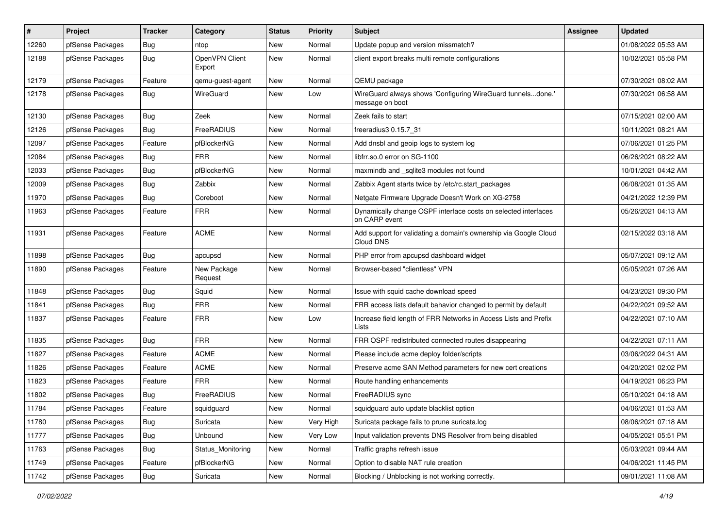| # | Project | Tracker | Category | Status | Priority | Subject | Assignee | Updated |
|---|---|---|---|---|---|---|---|---|
| 12260 | pfSense Packages | Bug | ntop | New | Normal | Update popup and version missmatch? | | 01/08/2022 05:53 AM |
| 12188 | pfSense Packages | Bug | OpenVPN Client Export | New | Normal | client export breaks multi remote configurations | | 10/02/2021 05:58 PM |
| 12179 | pfSense Packages | Feature | qemu-guest-agent | New | Normal | QEMU package | | 07/30/2021 08:02 AM |
| 12178 | pfSense Packages | Bug | WireGuard | New | Low | WireGuard always shows 'Configuring WireGuard tunnels...done.' message on boot | | 07/30/2021 06:58 AM |
| 12130 | pfSense Packages | Bug | Zeek | New | Normal | Zeek fails to start | | 07/15/2021 02:00 AM |
| 12126 | pfSense Packages | Bug | FreeRADIUS | New | Normal | freeradius3 0.15.7_31 | | 10/11/2021 08:21 AM |
| 12097 | pfSense Packages | Feature | pfBlockerNG | New | Normal | Add dnsbl and geoip logs to system log | | 07/06/2021 01:25 PM |
| 12084 | pfSense Packages | Bug | FRR | New | Normal | libfrr.so.0 error on SG-1100 | | 06/26/2021 08:22 AM |
| 12033 | pfSense Packages | Bug | pfBlockerNG | New | Normal | maxmindb and _sqlite3 modules not found | | 10/01/2021 04:42 AM |
| 12009 | pfSense Packages | Bug | Zabbix | New | Normal | Zabbix Agent starts twice by /etc/rc.start_packages | | 06/08/2021 01:35 AM |
| 11970 | pfSense Packages | Bug | Coreboot | New | Normal | Netgate Firmware Upgrade Doesn't Work on XG-2758 | | 04/21/2022 12:39 PM |
| 11963 | pfSense Packages | Feature | FRR | New | Normal | Dynamically change OSPF interface costs on selected interfaces on CARP event | | 05/26/2021 04:13 AM |
| 11931 | pfSense Packages | Feature | ACME | New | Normal | Add support for validating a domain's ownership via Google Cloud Cloud DNS | | 02/15/2022 03:18 AM |
| 11898 | pfSense Packages | Bug | apcupsd | New | Normal | PHP error from apcupsd dashboard widget | | 05/07/2021 09:12 AM |
| 11890 | pfSense Packages | Feature | New Package Request | New | Normal | Browser-based "clientless" VPN | | 05/05/2021 07:26 AM |
| 11848 | pfSense Packages | Bug | Squid | New | Normal | Issue with squid cache download speed | | 04/23/2021 09:30 PM |
| 11841 | pfSense Packages | Bug | FRR | New | Normal | FRR access lists default bahavior changed to permit by default | | 04/22/2021 09:52 AM |
| 11837 | pfSense Packages | Feature | FRR | New | Low | Increase field length of FRR Networks in Access Lists and Prefix Lists | | 04/22/2021 07:10 AM |
| 11835 | pfSense Packages | Bug | FRR | New | Normal | FRR OSPF redistributed connected routes disappearing | | 04/22/2021 07:11 AM |
| 11827 | pfSense Packages | Feature | ACME | New | Normal | Please include acme deploy folder/scripts | | 03/06/2022 04:31 AM |
| 11826 | pfSense Packages | Feature | ACME | New | Normal | Preserve acme SAN Method parameters for new cert creations | | 04/20/2021 02:02 PM |
| 11823 | pfSense Packages | Feature | FRR | New | Normal | Route handling enhancements | | 04/19/2021 06:23 PM |
| 11802 | pfSense Packages | Bug | FreeRADIUS | New | Normal | FreeRADIUS sync | | 05/10/2021 04:18 AM |
| 11784 | pfSense Packages | Feature | squidguard | New | Normal | squidguard auto update blacklist option | | 04/06/2021 01:53 AM |
| 11780 | pfSense Packages | Bug | Suricata | New | Very High | Suricata package fails to prune suricata.log | | 08/06/2021 07:18 AM |
| 11777 | pfSense Packages | Bug | Unbound | New | Very Low | Input validation prevents DNS Resolver from being disabled | | 04/05/2021 05:51 PM |
| 11763 | pfSense Packages | Bug | Status_Monitoring | New | Normal | Traffic graphs refresh issue | | 05/03/2021 09:44 AM |
| 11749 | pfSense Packages | Feature | pfBlockerNG | New | Normal | Option to disable NAT rule creation | | 04/06/2021 11:45 PM |
| 11742 | pfSense Packages | Bug | Suricata | New | Normal | Blocking / Unblocking is not working correctly. | | 09/01/2021 11:08 AM |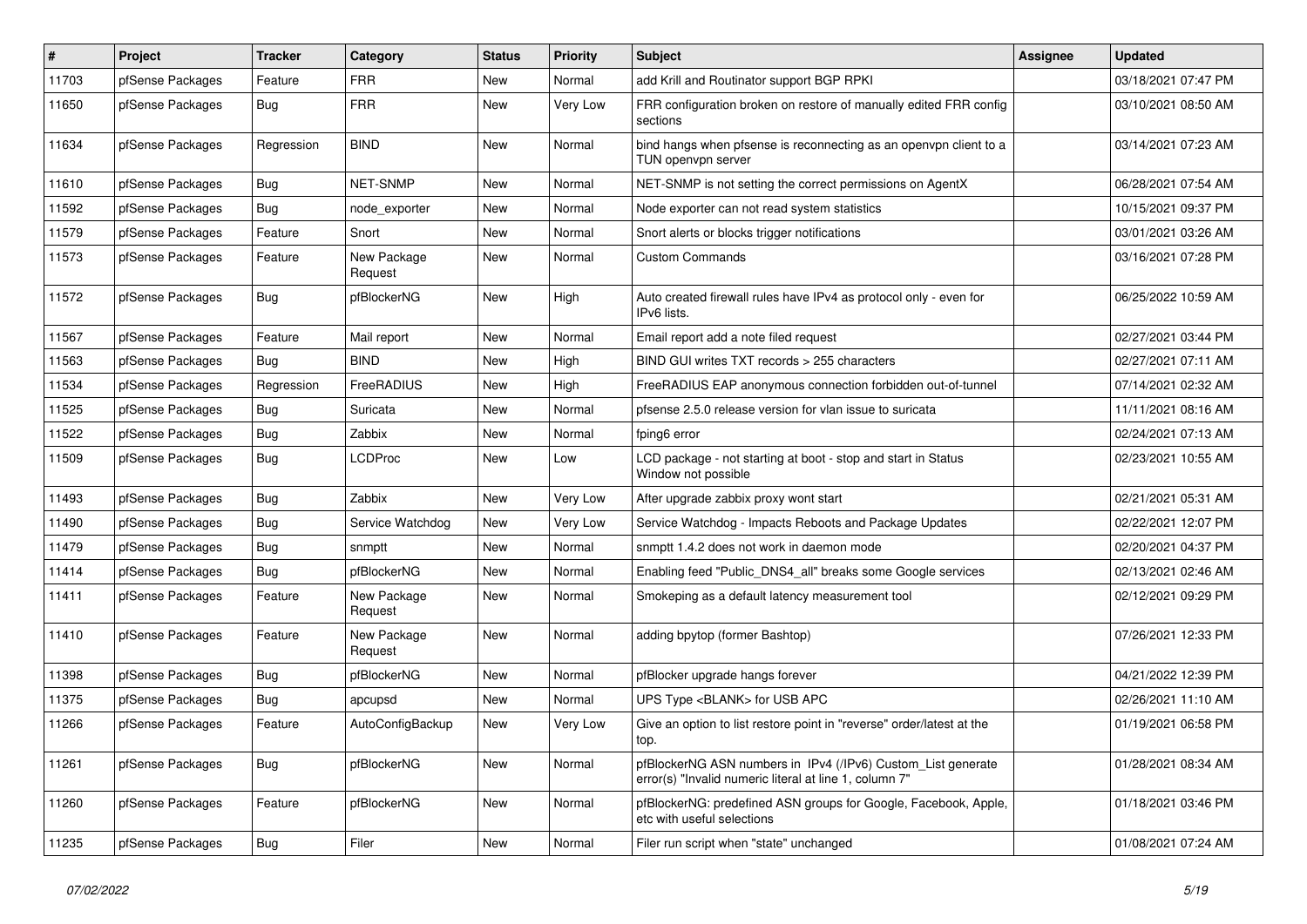| # | Project | Tracker | Category | Status | Priority | Subject | Assignee | Updated |
|---|---|---|---|---|---|---|---|---|
| 11703 | pfSense Packages | Feature | FRR | New | Normal | add Krill and Routinator support BGP RPKI | | 03/18/2021 07:47 PM |
| 11650 | pfSense Packages | Bug | FRR | New | Very Low | FRR configuration broken on restore of manually edited FRR config sections | | 03/10/2021 08:50 AM |
| 11634 | pfSense Packages | Regression | BIND | New | Normal | bind hangs when pfsense is reconnecting as an openvpn client to a TUN openvpn server | | 03/14/2021 07:23 AM |
| 11610 | pfSense Packages | Bug | NET-SNMP | New | Normal | NET-SNMP is not setting the correct permissions on AgentX | | 06/28/2021 07:54 AM |
| 11592 | pfSense Packages | Bug | node_exporter | New | Normal | Node exporter can not read system statistics | | 10/15/2021 09:37 PM |
| 11579 | pfSense Packages | Feature | Snort | New | Normal | Snort alerts or blocks trigger notifications | | 03/01/2021 03:26 AM |
| 11573 | pfSense Packages | Feature | New Package Request | New | Normal | Custom Commands | | 03/16/2021 07:28 PM |
| 11572 | pfSense Packages | Bug | pfBlockerNG | New | High | Auto created firewall rules have IPv4 as protocol only - even for IPv6 lists. | | 06/25/2022 10:59 AM |
| 11567 | pfSense Packages | Feature | Mail report | New | Normal | Email report add a note filed request | | 02/27/2021 03:44 PM |
| 11563 | pfSense Packages | Bug | BIND | New | High | BIND GUI writes TXT records > 255 characters | | 02/27/2021 07:11 AM |
| 11534 | pfSense Packages | Regression | FreeRADIUS | New | High | FreeRADIUS EAP anonymous connection forbidden out-of-tunnel | | 07/14/2021 02:32 AM |
| 11525 | pfSense Packages | Bug | Suricata | New | Normal | pfsense 2.5.0 release version for vlan issue to suricata | | 11/11/2021 08:16 AM |
| 11522 | pfSense Packages | Bug | Zabbix | New | Normal | fping6 error | | 02/24/2021 07:13 AM |
| 11509 | pfSense Packages | Bug | LCDProc | New | Low | LCD package - not starting at boot - stop and start in Status Window not possible | | 02/23/2021 10:55 AM |
| 11493 | pfSense Packages | Bug | Zabbix | New | Very Low | After upgrade zabbix proxy wont start | | 02/21/2021 05:31 AM |
| 11490 | pfSense Packages | Bug | Service Watchdog | New | Very Low | Service Watchdog - Impacts Reboots and Package Updates | | 02/22/2021 12:07 PM |
| 11479 | pfSense Packages | Bug | snmptt | New | Normal | snmptt 1.4.2 does not work in daemon mode | | 02/20/2021 04:37 PM |
| 11414 | pfSense Packages | Bug | pfBlockerNG | New | Normal | Enabling feed "Public_DNS4_all" breaks some Google services | | 02/13/2021 02:46 AM |
| 11411 | pfSense Packages | Feature | New Package Request | New | Normal | Smokeping as a default latency measurement tool | | 02/12/2021 09:29 PM |
| 11410 | pfSense Packages | Feature | New Package Request | New | Normal | adding bpytop (former Bashtop) | | 07/26/2021 12:33 PM |
| 11398 | pfSense Packages | Bug | pfBlockerNG | New | Normal | pfBlocker upgrade hangs forever | | 04/21/2022 12:39 PM |
| 11375 | pfSense Packages | Bug | apcupsd | New | Normal | UPS Type <BLANK> for USB APC | | 02/26/2021 11:10 AM |
| 11266 | pfSense Packages | Feature | AutoConfigBackup | New | Very Low | Give an option to list restore point in "reverse" order/latest at the top. | | 01/19/2021 06:58 PM |
| 11261 | pfSense Packages | Bug | pfBlockerNG | New | Normal | pfBlockerNG ASN numbers in IPv4 (/IPv6) Custom_List generate error(s) "Invalid numeric literal at line 1, column 7" | | 01/28/2021 08:34 AM |
| 11260 | pfSense Packages | Feature | pfBlockerNG | New | Normal | pfBlockerNG: predefined ASN groups for Google, Facebook, Apple, etc with useful selections | | 01/18/2021 03:46 PM |
| 11235 | pfSense Packages | Bug | Filer | New | Normal | Filer run script when "state" unchanged | | 01/08/2021 07:24 AM |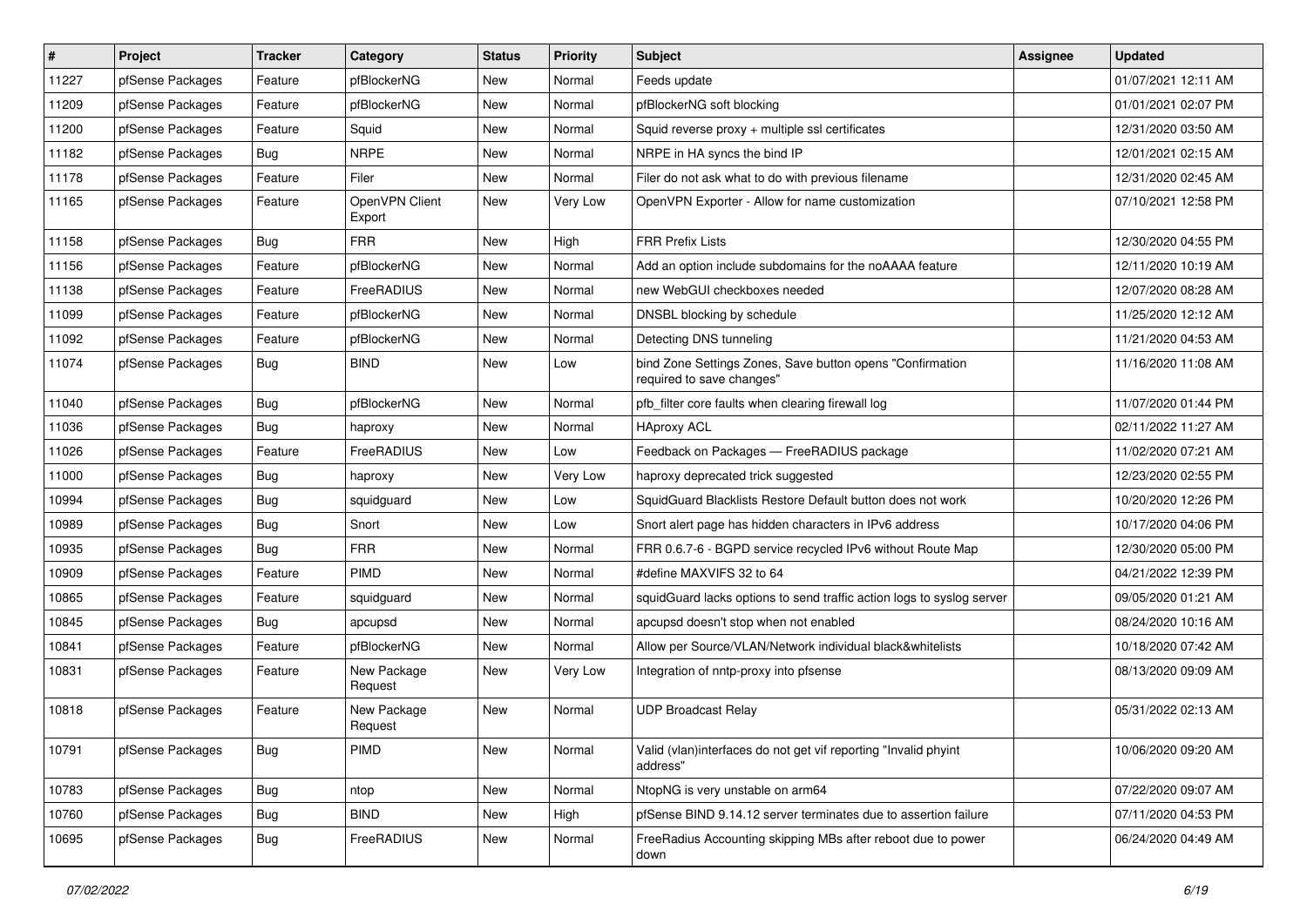| # | Project | Tracker | Category | Status | Priority | Subject | Assignee | Updated |
|---|---|---|---|---|---|---|---|---|
| 11227 | pfSense Packages | Feature | pfBlockerNG | New | Normal | Feeds update | | 01/07/2021 12:11 AM |
| 11209 | pfSense Packages | Feature | pfBlockerNG | New | Normal | pfBlockerNG soft blocking | | 01/01/2021 02:07 PM |
| 11200 | pfSense Packages | Feature | Squid | New | Normal | Squid reverse proxy + multiple ssl certificates | | 12/31/2020 03:50 AM |
| 11182 | pfSense Packages | Bug | NRPE | New | Normal | NRPE in HA syncs the bind IP | | 12/01/2021 02:15 AM |
| 11178 | pfSense Packages | Feature | Filer | New | Normal | Filer do not ask what to do with previous filename | | 12/31/2020 02:45 AM |
| 11165 | pfSense Packages | Feature | OpenVPN Client Export | New | Very Low | OpenVPN Exporter - Allow for name customization | | 07/10/2021 12:58 PM |
| 11158 | pfSense Packages | Bug | FRR | New | High | FRR Prefix Lists | | 12/30/2020 04:55 PM |
| 11156 | pfSense Packages | Feature | pfBlockerNG | New | Normal | Add an option include subdomains for the noAAAA feature | | 12/11/2020 10:19 AM |
| 11138 | pfSense Packages | Feature | FreeRADIUS | New | Normal | new WebGUI checkboxes needed | | 12/07/2020 08:28 AM |
| 11099 | pfSense Packages | Feature | pfBlockerNG | New | Normal | DNSBL blocking by schedule | | 11/25/2020 12:12 AM |
| 11092 | pfSense Packages | Feature | pfBlockerNG | New | Normal | Detecting DNS tunneling | | 11/21/2020 04:53 AM |
| 11074 | pfSense Packages | Bug | BIND | New | Low | bind Zone Settings Zones, Save button opens "Confirmation required to save changes" | | 11/16/2020 11:08 AM |
| 11040 | pfSense Packages | Bug | pfBlockerNG | New | Normal | pfb_filter core faults when clearing firewall log | | 11/07/2020 01:44 PM |
| 11036 | pfSense Packages | Bug | haproxy | New | Normal | HAproxy ACL | | 02/11/2022 11:27 AM |
| 11026 | pfSense Packages | Feature | FreeRADIUS | New | Low | Feedback on Packages — FreeRADIUS package | | 11/02/2020 07:21 AM |
| 11000 | pfSense Packages | Bug | haproxy | New | Very Low | haproxy deprecated trick suggested | | 12/23/2020 02:55 PM |
| 10994 | pfSense Packages | Bug | squidguard | New | Low | SquidGuard Blacklists Restore Default button does not work | | 10/20/2020 12:26 PM |
| 10989 | pfSense Packages | Bug | Snort | New | Low | Snort alert page has hidden characters in IPv6 address | | 10/17/2020 04:06 PM |
| 10935 | pfSense Packages | Bug | FRR | New | Normal | FRR 0.6.7-6 - BGPD service recycled IPv6 without Route Map | | 12/30/2020 05:00 PM |
| 10909 | pfSense Packages | Feature | PIMD | New | Normal | #define MAXVIFS 32 to 64 | | 04/21/2022 12:39 PM |
| 10865 | pfSense Packages | Feature | squidguard | New | Normal | squidGuard lacks options to send traffic action logs to syslog server | | 09/05/2020 01:21 AM |
| 10845 | pfSense Packages | Bug | apcupsd | New | Normal | apcupsd doesn't stop when not enabled | | 08/24/2020 10:16 AM |
| 10841 | pfSense Packages | Feature | pfBlockerNG | New | Normal | Allow per Source/VLAN/Network individual black&whitelists | | 10/18/2020 07:42 AM |
| 10831 | pfSense Packages | Feature | New Package Request | New | Very Low | Integration of nntp-proxy into pfsense | | 08/13/2020 09:09 AM |
| 10818 | pfSense Packages | Feature | New Package Request | New | Normal | UDP Broadcast Relay | | 05/31/2022 02:13 AM |
| 10791 | pfSense Packages | Bug | PIMD | New | Normal | Valid (vlan)interfaces do not get vif reporting "Invalid phyint address" | | 10/06/2020 09:20 AM |
| 10783 | pfSense Packages | Bug | ntop | New | Normal | NtopNG is very unstable on arm64 | | 07/22/2020 09:07 AM |
| 10760 | pfSense Packages | Bug | BIND | New | High | pfSense BIND 9.14.12 server terminates due to assertion failure | | 07/11/2020 04:53 PM |
| 10695 | pfSense Packages | Bug | FreeRADIUS | New | Normal | FreeRadius Accounting skipping MBs after reboot due to power down | | 06/24/2020 04:49 AM |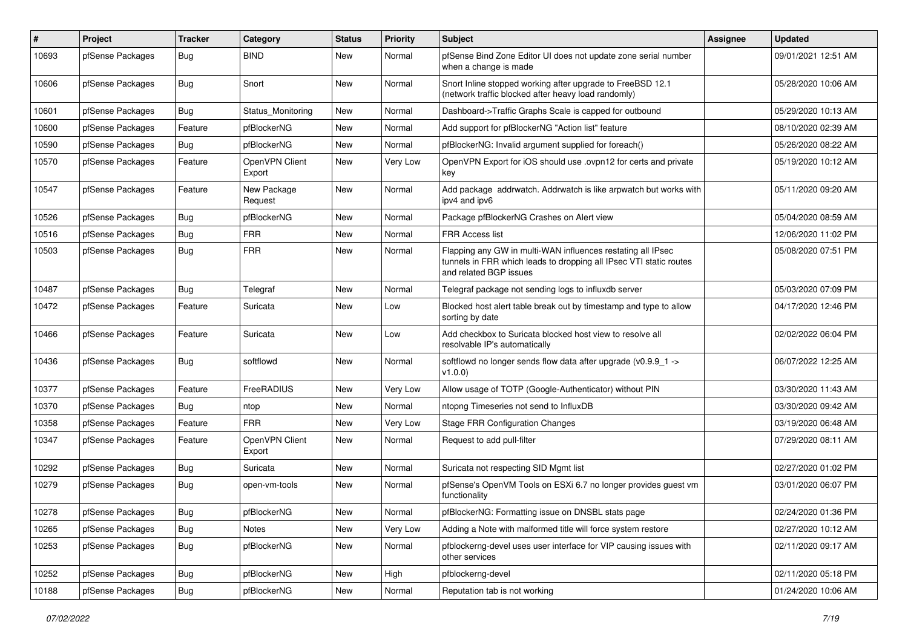| # | Project | Tracker | Category | Status | Priority | Subject | Assignee | Updated |
|---|---|---|---|---|---|---|---|---|
| 10693 | pfSense Packages | Bug | BIND | New | Normal | pfSense Bind Zone Editor UI does not update zone serial number when a change is made | | 09/01/2021 12:51 AM |
| 10606 | pfSense Packages | Bug | Snort | New | Normal | Snort Inline stopped working after upgrade to FreeBSD 12.1 (network traffic blocked after heavy load randomly) | | 05/28/2020 10:06 AM |
| 10601 | pfSense Packages | Bug | Status_Monitoring | New | Normal | Dashboard->Traffic Graphs Scale is capped for outbound | | 05/29/2020 10:13 AM |
| 10600 | pfSense Packages | Feature | pfBlockerNG | New | Normal | Add support for pfBlockerNG "Action list" feature | | 08/10/2020 02:39 AM |
| 10590 | pfSense Packages | Bug | pfBlockerNG | New | Normal | pfBlockerNG: Invalid argument supplied for foreach() | | 05/26/2020 08:22 AM |
| 10570 | pfSense Packages | Feature | OpenVPN Client Export | New | Very Low | OpenVPN Export for iOS should use .ovpn12 for certs and private key | | 05/19/2020 10:12 AM |
| 10547 | pfSense Packages | Feature | New Package Request | New | Normal | Add package addrwatch. Addrwatch is like arpwatch but works with ipv4 and ipv6 | | 05/11/2020 09:20 AM |
| 10526 | pfSense Packages | Bug | pfBlockerNG | New | Normal | Package pfBlockerNG Crashes on Alert view | | 05/04/2020 08:59 AM |
| 10516 | pfSense Packages | Bug | FRR | New | Normal | FRR Access list | | 12/06/2020 11:02 PM |
| 10503 | pfSense Packages | Bug | FRR | New | Normal | Flapping any GW in multi-WAN influences restating all IPsec tunnels in FRR which leads to dropping all IPsec VTI static routes and related BGP issues | | 05/08/2020 07:51 PM |
| 10487 | pfSense Packages | Bug | Telegraf | New | Normal | Telegraf package not sending logs to influxdb server | | 05/03/2020 07:09 PM |
| 10472 | pfSense Packages | Feature | Suricata | New | Low | Blocked host alert table break out by timestamp and type to allow sorting by date | | 04/17/2020 12:46 PM |
| 10466 | pfSense Packages | Feature | Suricata | New | Low | Add checkbox to Suricata blocked host view to resolve all resolvable IP's automatically | | 02/02/2022 06:04 PM |
| 10436 | pfSense Packages | Bug | softflowd | New | Normal | softflowd no longer sends flow data after upgrade (v0.9.9_1 -> v1.0.0) | | 06/07/2022 12:25 AM |
| 10377 | pfSense Packages | Feature | FreeRADIUS | New | Very Low | Allow usage of TOTP (Google-Authenticator) without PIN | | 03/30/2020 11:43 AM |
| 10370 | pfSense Packages | Bug | ntop | New | Normal | ntopng Timeseries not send to InfluxDB | | 03/30/2020 09:42 AM |
| 10358 | pfSense Packages | Feature | FRR | New | Very Low | Stage FRR Configuration Changes | | 03/19/2020 06:48 AM |
| 10347 | pfSense Packages | Feature | OpenVPN Client Export | New | Normal | Request to add pull-filter | | 07/29/2020 08:11 AM |
| 10292 | pfSense Packages | Bug | Suricata | New | Normal | Suricata not respecting SID Mgmt list | | 02/27/2020 01:02 PM |
| 10279 | pfSense Packages | Bug | open-vm-tools | New | Normal | pfSense's OpenVM Tools on ESXi 6.7 no longer provides guest vm functionality | | 03/01/2020 06:07 PM |
| 10278 | pfSense Packages | Bug | pfBlockerNG | New | Normal | pfBlockerNG: Formatting issue on DNSBL stats page | | 02/24/2020 01:36 PM |
| 10265 | pfSense Packages | Bug | Notes | New | Very Low | Adding a Note with malformed title will force system restore | | 02/27/2020 10:12 AM |
| 10253 | pfSense Packages | Bug | pfBlockerNG | New | Normal | pfblockerng-devel uses user interface for VIP causing issues with other services | | 02/11/2020 09:17 AM |
| 10252 | pfSense Packages | Bug | pfBlockerNG | New | High | pfblockerng-devel | | 02/11/2020 05:18 PM |
| 10188 | pfSense Packages | Bug | pfBlockerNG | New | Normal | Reputation tab is not working | | 01/24/2020 10:06 AM |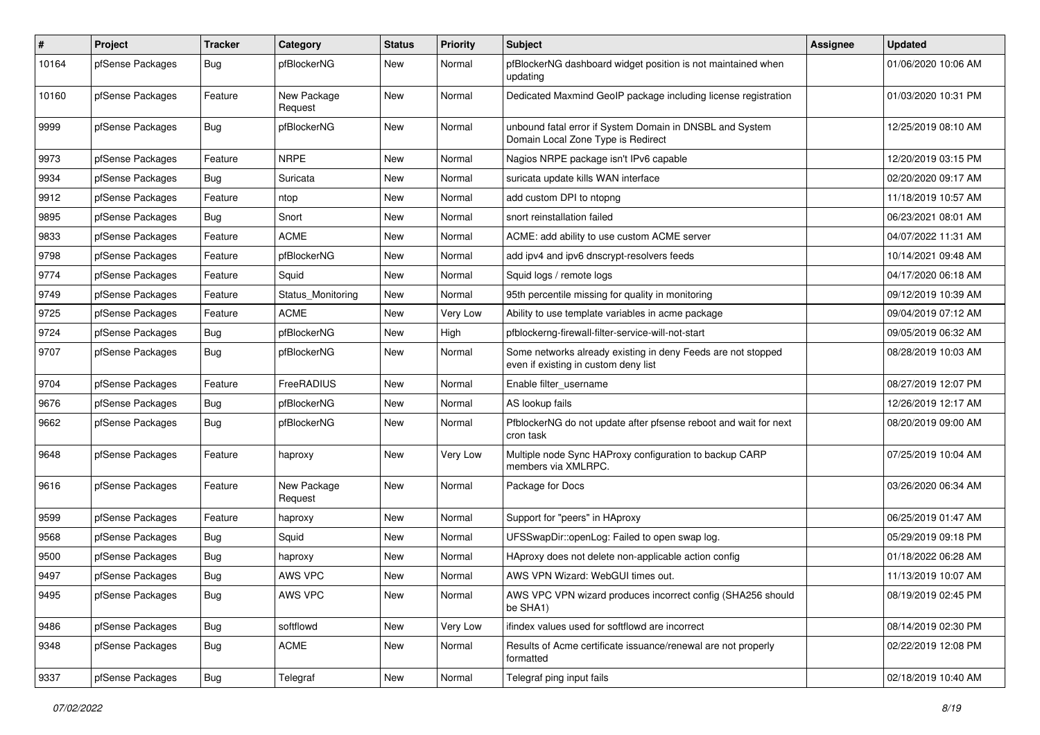| # | Project | Tracker | Category | Status | Priority | Subject | Assignee | Updated |
|---|---|---|---|---|---|---|---|---|
| 10164 | pfSense Packages | Bug | pfBlockerNG | New | Normal | pfBlockerNG dashboard widget position is not maintained when updating | | 01/06/2020 10:06 AM |
| 10160 | pfSense Packages | Feature | New Package Request | New | Normal | Dedicated Maxmind GeoIP package including license registration | | 01/03/2020 10:31 PM |
| 9999 | pfSense Packages | Bug | pfBlockerNG | New | Normal | unbound fatal error if System Domain in DNSBL and System Domain Local Zone Type is Redirect | | 12/25/2019 08:10 AM |
| 9973 | pfSense Packages | Feature | NRPE | New | Normal | Nagios NRPE package isn't IPv6 capable | | 12/20/2019 03:15 PM |
| 9934 | pfSense Packages | Bug | Suricata | New | Normal | suricata update kills WAN interface | | 02/20/2020 09:17 AM |
| 9912 | pfSense Packages | Feature | ntop | New | Normal | add custom DPI to ntopng | | 11/18/2019 10:57 AM |
| 9895 | pfSense Packages | Bug | Snort | New | Normal | snort reinstallation failed | | 06/23/2021 08:01 AM |
| 9833 | pfSense Packages | Feature | ACME | New | Normal | ACME: add ability to use custom ACME server | | 04/07/2022 11:31 AM |
| 9798 | pfSense Packages | Feature | pfBlockerNG | New | Normal | add ipv4 and ipv6 dnscrypt-resolvers feeds | | 10/14/2021 09:48 AM |
| 9774 | pfSense Packages | Feature | Squid | New | Normal | Squid logs / remote logs | | 04/17/2020 06:18 AM |
| 9749 | pfSense Packages | Feature | Status_Monitoring | New | Normal | 95th percentile missing for quality in monitoring | | 09/12/2019 10:39 AM |
| 9725 | pfSense Packages | Feature | ACME | New | Very Low | Ability to use template variables in acme package | | 09/04/2019 07:12 AM |
| 9724 | pfSense Packages | Bug | pfBlockerNG | New | High | pfblockerng-firewall-filter-service-will-not-start | | 09/05/2019 06:32 AM |
| 9707 | pfSense Packages | Bug | pfBlockerNG | New | Normal | Some networks already existing in deny Feeds are not stopped even if existing in custom deny list | | 08/28/2019 10:03 AM |
| 9704 | pfSense Packages | Feature | FreeRADIUS | New | Normal | Enable filter_username | | 08/27/2019 12:07 PM |
| 9676 | pfSense Packages | Bug | pfBlockerNG | New | Normal | AS lookup fails | | 12/26/2019 12:17 AM |
| 9662 | pfSense Packages | Bug | pfBlockerNG | New | Normal | PfblockerNG do not update after pfsense reboot and wait for next cron task | | 08/20/2019 09:00 AM |
| 9648 | pfSense Packages | Feature | haproxy | New | Very Low | Multiple node Sync HAProxy configuration to backup CARP members via XMLRPC. | | 07/25/2019 10:04 AM |
| 9616 | pfSense Packages | Feature | New Package Request | New | Normal | Package for Docs | | 03/26/2020 06:34 AM |
| 9599 | pfSense Packages | Feature | haproxy | New | Normal | Support for "peers" in HAproxy | | 06/25/2019 01:47 AM |
| 9568 | pfSense Packages | Bug | Squid | New | Normal | UFSSwapDir::openLog: Failed to open swap log. | | 05/29/2019 09:18 PM |
| 9500 | pfSense Packages | Bug | haproxy | New | Normal | HAproxy does not delete non-applicable action config | | 01/18/2022 06:28 AM |
| 9497 | pfSense Packages | Bug | AWS VPC | New | Normal | AWS VPN Wizard: WebGUI times out. | | 11/13/2019 10:07 AM |
| 9495 | pfSense Packages | Bug | AWS VPC | New | Normal | AWS VPC VPN wizard produces incorrect config (SHA256 should be SHA1) | | 08/19/2019 02:45 PM |
| 9486 | pfSense Packages | Bug | softflowd | New | Very Low | ifindex values used for softflowd are incorrect | | 08/14/2019 02:30 PM |
| 9348 | pfSense Packages | Bug | ACME | New | Normal | Results of Acme certificate issuance/renewal are not properly formatted | | 02/22/2019 12:08 PM |
| 9337 | pfSense Packages | Bug | Telegraf | New | Normal | Telegraf ping input fails | | 02/18/2019 10:40 AM |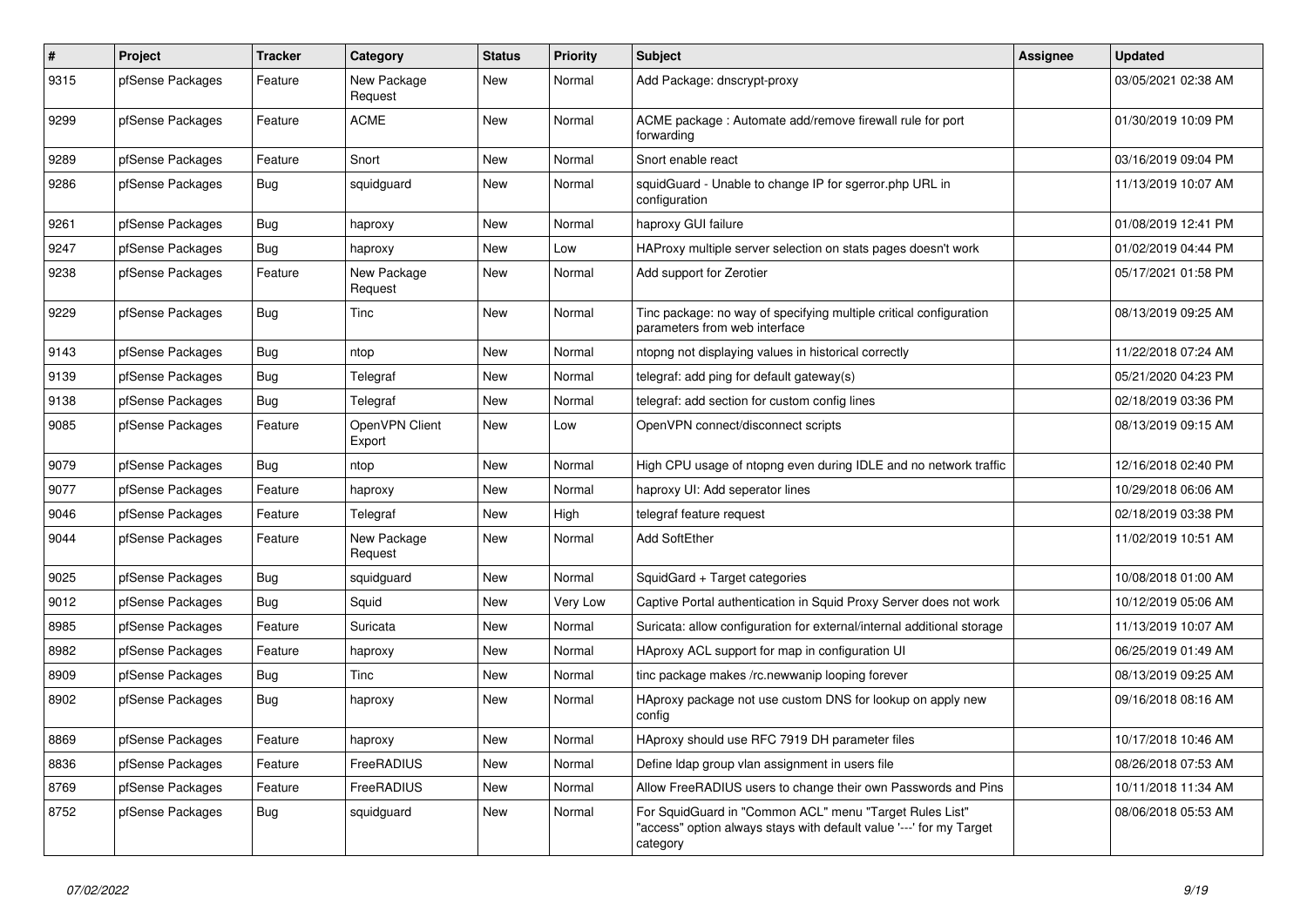| # | Project | Tracker | Category | Status | Priority | Subject | Assignee | Updated |
|---|---|---|---|---|---|---|---|---|
| 9315 | pfSense Packages | Feature | New Package Request | New | Normal | Add Package: dnscrypt-proxy | | 03/05/2021 02:38 AM |
| 9299 | pfSense Packages | Feature | ACME | New | Normal | ACME package : Automate add/remove firewall rule for port forwarding | | 01/30/2019 10:09 PM |
| 9289 | pfSense Packages | Feature | Snort | New | Normal | Snort enable react | | 03/16/2019 09:04 PM |
| 9286 | pfSense Packages | Bug | squidguard | New | Normal | squidGuard - Unable to change IP for sgerror.php URL in configuration | | 11/13/2019 10:07 AM |
| 9261 | pfSense Packages | Bug | haproxy | New | Normal | haproxy GUI failure | | 01/08/2019 12:41 PM |
| 9247 | pfSense Packages | Bug | haproxy | New | Low | HAProxy multiple server selection on stats pages doesn't work | | 01/02/2019 04:44 PM |
| 9238 | pfSense Packages | Feature | New Package Request | New | Normal | Add support for Zerotier | | 05/17/2021 01:58 PM |
| 9229 | pfSense Packages | Bug | Tinc | New | Normal | Tinc package: no way of specifying multiple critical configuration parameters from web interface | | 08/13/2019 09:25 AM |
| 9143 | pfSense Packages | Bug | ntop | New | Normal | ntopng not displaying values in historical correctly | | 11/22/2018 07:24 AM |
| 9139 | pfSense Packages | Bug | Telegraf | New | Normal | telegraf: add ping for default gateway(s) | | 05/21/2020 04:23 PM |
| 9138 | pfSense Packages | Bug | Telegraf | New | Normal | telegraf: add section for custom config lines | | 02/18/2019 03:36 PM |
| 9085 | pfSense Packages | Feature | OpenVPN Client Export | New | Low | OpenVPN connect/disconnect scripts | | 08/13/2019 09:15 AM |
| 9079 | pfSense Packages | Bug | ntop | New | Normal | High CPU usage of ntopng even during IDLE and no network traffic | | 12/16/2018 02:40 PM |
| 9077 | pfSense Packages | Feature | haproxy | New | Normal | haproxy UI: Add seperator lines | | 10/29/2018 06:06 AM |
| 9046 | pfSense Packages | Feature | Telegraf | New | High | telegraf feature request | | 02/18/2019 03:38 PM |
| 9044 | pfSense Packages | Feature | New Package Request | New | Normal | Add SoftEther | | 11/02/2019 10:51 AM |
| 9025 | pfSense Packages | Bug | squidguard | New | Normal | SquidGard + Target categories | | 10/08/2018 01:00 AM |
| 9012 | pfSense Packages | Bug | Squid | New | Very Low | Captive Portal authentication in Squid Proxy Server does not work | | 10/12/2019 05:06 AM |
| 8985 | pfSense Packages | Feature | Suricata | New | Normal | Suricata: allow configuration for external/internal additional storage | | 11/13/2019 10:07 AM |
| 8982 | pfSense Packages | Feature | haproxy | New | Normal | HAproxy ACL support for map in configuration UI | | 06/25/2019 01:49 AM |
| 8909 | pfSense Packages | Bug | Tinc | New | Normal | tinc package makes /rc.newwanip looping forever | | 08/13/2019 09:25 AM |
| 8902 | pfSense Packages | Bug | haproxy | New | Normal | HAproxy package not use custom DNS for lookup on apply new config | | 09/16/2018 08:16 AM |
| 8869 | pfSense Packages | Feature | haproxy | New | Normal | HAproxy should use RFC 7919 DH parameter files | | 10/17/2018 10:46 AM |
| 8836 | pfSense Packages | Feature | FreeRADIUS | New | Normal | Define ldap group vlan assignment in users file | | 08/26/2018 07:53 AM |
| 8769 | pfSense Packages | Feature | FreeRADIUS | New | Normal | Allow FreeRADIUS users to change their own Passwords and Pins | | 10/11/2018 11:34 AM |
| 8752 | pfSense Packages | Bug | squidguard | New | Normal | For SquidGuard in "Common ACL" menu "Target Rules List" "access" option always stays with default value '---' for my Target category | | 08/06/2018 05:53 AM |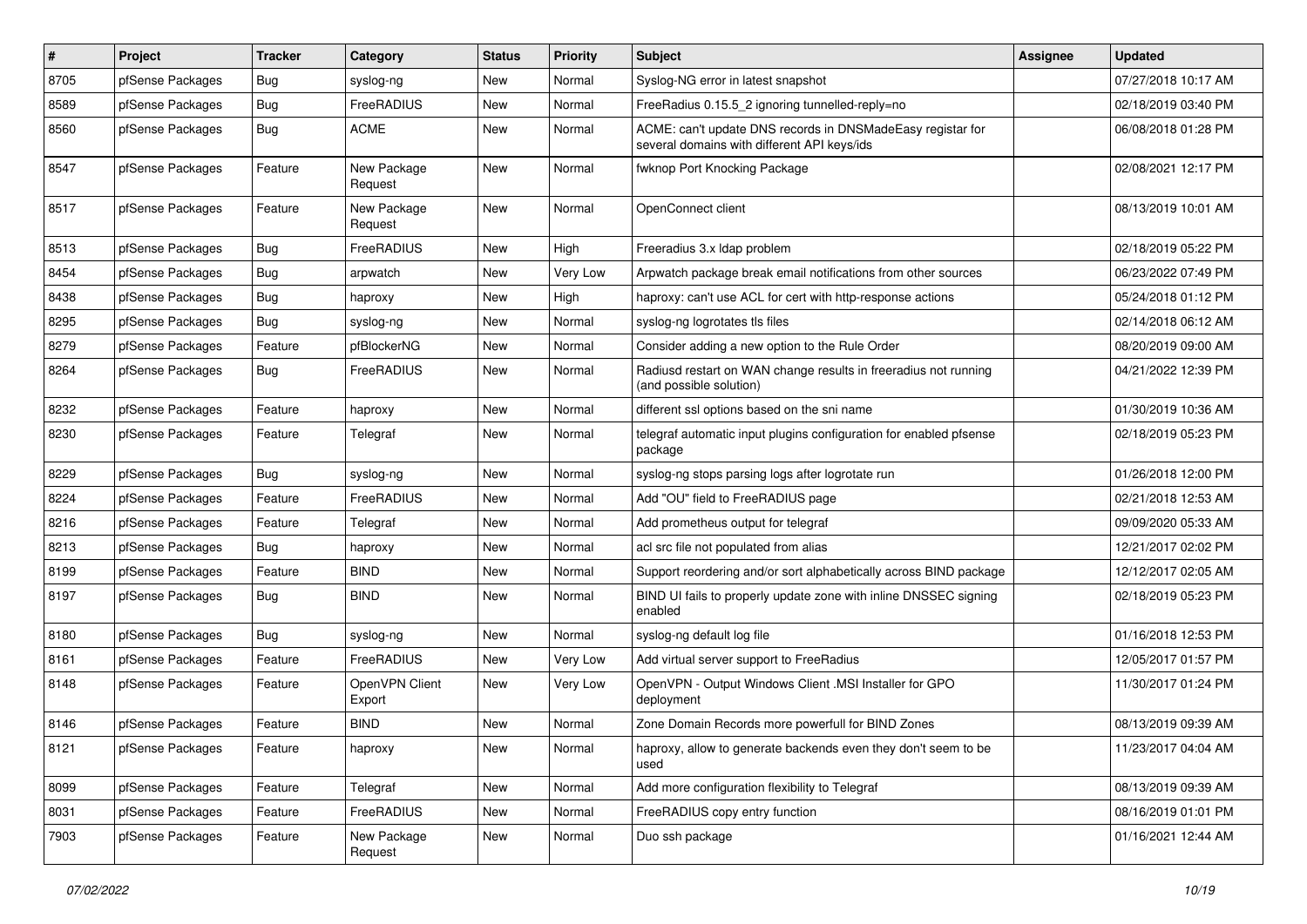| # | Project | Tracker | Category | Status | Priority | Subject | Assignee | Updated |
|---|---|---|---|---|---|---|---|---|
| 8705 | pfSense Packages | Bug | syslog-ng | New | Normal | Syslog-NG error in latest snapshot | | 07/27/2018 10:17 AM |
| 8589 | pfSense Packages | Bug | FreeRADIUS | New | Normal | FreeRadius 0.15.5_2 ignoring tunnelled-reply=no | | 02/18/2019 03:40 PM |
| 8560 | pfSense Packages | Bug | ACME | New | Normal | ACME: can't update DNS records in DNSMadeEasy registar for several domains with different API keys/ids | | 06/08/2018 01:28 PM |
| 8547 | pfSense Packages | Feature | New Package Request | New | Normal | fwknop Port Knocking Package | | 02/08/2021 12:17 PM |
| 8517 | pfSense Packages | Feature | New Package Request | New | Normal | OpenConnect client | | 08/13/2019 10:01 AM |
| 8513 | pfSense Packages | Bug | FreeRADIUS | New | High | Freeradius 3.x ldap problem | | 02/18/2019 05:22 PM |
| 8454 | pfSense Packages | Bug | arpwatch | New | Very Low | Arpwatch package break email notifications from other sources | | 06/23/2022 07:49 PM |
| 8438 | pfSense Packages | Bug | haproxy | New | High | haproxy: can't use ACL for cert with http-response actions | | 05/24/2018 01:12 PM |
| 8295 | pfSense Packages | Bug | syslog-ng | New | Normal | syslog-ng logrotates tls files | | 02/14/2018 06:12 AM |
| 8279 | pfSense Packages | Feature | pfBlockerNG | New | Normal | Consider adding a new option to the Rule Order | | 08/20/2019 09:00 AM |
| 8264 | pfSense Packages | Bug | FreeRADIUS | New | Normal | Radiusd restart on WAN change results in freeradius not running (and possible solution) | | 04/21/2022 12:39 PM |
| 8232 | pfSense Packages | Feature | haproxy | New | Normal | different ssl options based on the sni name | | 01/30/2019 10:36 AM |
| 8230 | pfSense Packages | Feature | Telegraf | New | Normal | telegraf automatic input plugins configuration for enabled pfsense package | | 02/18/2019 05:23 PM |
| 8229 | pfSense Packages | Bug | syslog-ng | New | Normal | syslog-ng stops parsing logs after logrotate run | | 01/26/2018 12:00 PM |
| 8224 | pfSense Packages | Feature | FreeRADIUS | New | Normal | Add "OU" field to FreeRADIUS page | | 02/21/2018 12:53 AM |
| 8216 | pfSense Packages | Feature | Telegraf | New | Normal | Add prometheus output for telegraf | | 09/09/2020 05:33 AM |
| 8213 | pfSense Packages | Bug | haproxy | New | Normal | acl src file not populated from alias | | 12/21/2017 02:02 PM |
| 8199 | pfSense Packages | Feature | BIND | New | Normal | Support reordering and/or sort alphabetically across BIND package | | 12/12/2017 02:05 AM |
| 8197 | pfSense Packages | Bug | BIND | New | Normal | BIND UI fails to properly update zone with inline DNSSEC signing enabled | | 02/18/2019 05:23 PM |
| 8180 | pfSense Packages | Bug | syslog-ng | New | Normal | syslog-ng default log file | | 01/16/2018 12:53 PM |
| 8161 | pfSense Packages | Feature | FreeRADIUS | New | Very Low | Add virtual server support to FreeRadius | | 12/05/2017 01:57 PM |
| 8148 | pfSense Packages | Feature | OpenVPN Client Export | New | Very Low | OpenVPN - Output Windows Client .MSI Installer for GPO deployment | | 11/30/2017 01:24 PM |
| 8146 | pfSense Packages | Feature | BIND | New | Normal | Zone Domain Records more powerfull for BIND Zones | | 08/13/2019 09:39 AM |
| 8121 | pfSense Packages | Feature | haproxy | New | Normal | haproxy, allow to generate backends even they don't seem to be used | | 11/23/2017 04:04 AM |
| 8099 | pfSense Packages | Feature | Telegraf | New | Normal | Add more configuration flexibility to Telegraf | | 08/13/2019 09:39 AM |
| 8031 | pfSense Packages | Feature | FreeRADIUS | New | Normal | FreeRADIUS copy entry function | | 08/16/2019 01:01 PM |
| 7903 | pfSense Packages | Feature | New Package Request | New | Normal | Duo ssh package | | 01/16/2021 12:44 AM |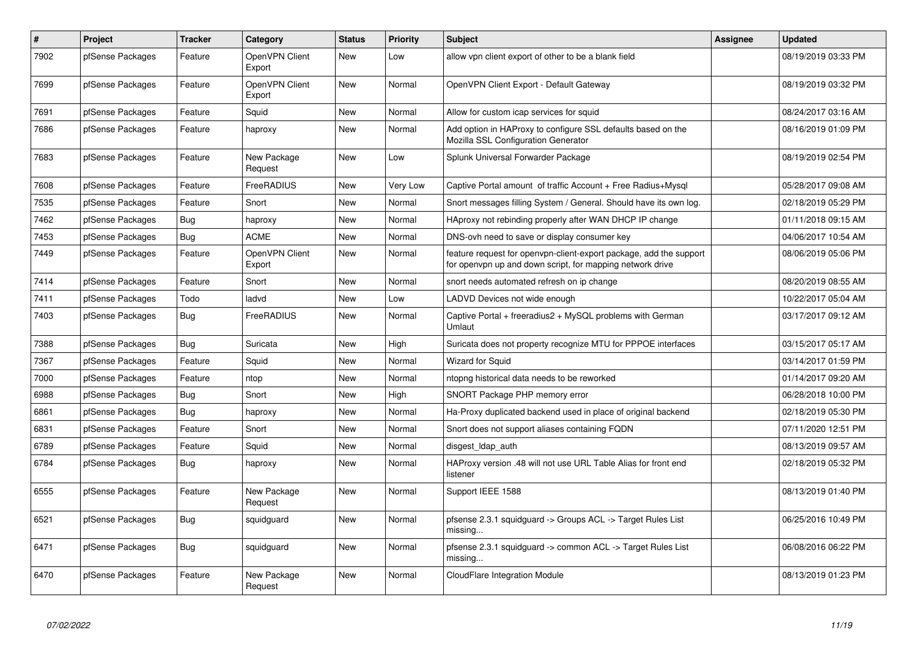| # | Project | Tracker | Category | Status | Priority | Subject | Assignee | Updated |
|---|---|---|---|---|---|---|---|---|
| 7902 | pfSense Packages | Feature | OpenVPN Client Export | New | Low | allow vpn client export of other to be a blank field | | 08/19/2019 03:33 PM |
| 7699 | pfSense Packages | Feature | OpenVPN Client Export | New | Normal | OpenVPN Client Export - Default Gateway | | 08/19/2019 03:32 PM |
| 7691 | pfSense Packages | Feature | Squid | New | Normal | Allow for custom icap services for squid | | 08/24/2017 03:16 AM |
| 7686 | pfSense Packages | Feature | haproxy | New | Normal | Add option in HAProxy to configure SSL defaults based on the Mozilla SSL Configuration Generator | | 08/16/2019 01:09 PM |
| 7683 | pfSense Packages | Feature | New Package Request | New | Low | Splunk Universal Forwarder Package | | 08/19/2019 02:54 PM |
| 7608 | pfSense Packages | Feature | FreeRADIUS | New | Very Low | Captive Portal amount of traffic Account + Free Radius+Mysql | | 05/28/2017 09:08 AM |
| 7535 | pfSense Packages | Feature | Snort | New | Normal | Snort messages filling System / General. Should have its own log. | | 02/18/2019 05:29 PM |
| 7462 | pfSense Packages | Bug | haproxy | New | Normal | HAproxy not rebinding properly after WAN DHCP IP change | | 01/11/2018 09:15 AM |
| 7453 | pfSense Packages | Bug | ACME | New | Normal | DNS-ovh need to save or display consumer key | | 04/06/2017 10:54 AM |
| 7449 | pfSense Packages | Feature | OpenVPN Client Export | New | Normal | feature request for openvpn-client-export package, add the support for openvpn up and down script, for mapping network drive | | 08/06/2019 05:06 PM |
| 7414 | pfSense Packages | Feature | Snort | New | Normal | snort needs automated refresh on ip change | | 08/20/2019 08:55 AM |
| 7411 | pfSense Packages | Todo | ladvd | New | Low | LADVD Devices not wide enough | | 10/22/2017 05:04 AM |
| 7403 | pfSense Packages | Bug | FreeRADIUS | New | Normal | Captive Portal + freeradius2 + MySQL problems with German Umlaut | | 03/17/2017 09:12 AM |
| 7388 | pfSense Packages | Bug | Suricata | New | High | Suricata does not property recognize MTU for PPPOE interfaces | | 03/15/2017 05:17 AM |
| 7367 | pfSense Packages | Feature | Squid | New | Normal | Wizard for Squid | | 03/14/2017 01:59 PM |
| 7000 | pfSense Packages | Feature | ntop | New | Normal | ntopng historical data needs to be reworked | | 01/14/2017 09:20 AM |
| 6988 | pfSense Packages | Bug | Snort | New | High | SNORT Package PHP memory error | | 06/28/2018 10:00 PM |
| 6861 | pfSense Packages | Bug | haproxy | New | Normal | Ha-Proxy duplicated backend used in place of original backend | | 02/18/2019 05:30 PM |
| 6831 | pfSense Packages | Feature | Snort | New | Normal | Snort does not support aliases containing FQDN | | 07/11/2020 12:51 PM |
| 6789 | pfSense Packages | Feature | Squid | New | Normal | disgest_ldap_auth | | 08/13/2019 09:57 AM |
| 6784 | pfSense Packages | Bug | haproxy | New | Normal | HAProxy version .48 will not use URL Table Alias for front end listener | | 02/18/2019 05:32 PM |
| 6555 | pfSense Packages | Feature | New Package Request | New | Normal | Support IEEE 1588 | | 08/13/2019 01:40 PM |
| 6521 | pfSense Packages | Bug | squidguard | New | Normal | pfsense 2.3.1 squidguard -> Groups ACL -> Target Rules List missing... | | 06/25/2016 10:49 PM |
| 6471 | pfSense Packages | Bug | squidguard | New | Normal | pfsense 2.3.1 squidguard -> common ACL -> Target Rules List missing... | | 06/08/2016 06:22 PM |
| 6470 | pfSense Packages | Feature | New Package Request | New | Normal | CloudFlare Integration Module | | 08/13/2019 01:23 PM |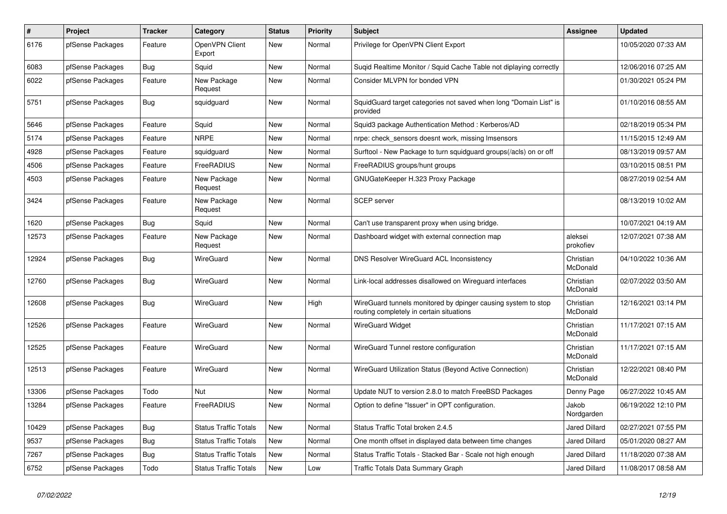| # | Project | Tracker | Category | Status | Priority | Subject | Assignee | Updated |
|---|---|---|---|---|---|---|---|---|
| 6176 | pfSense Packages | Feature | OpenVPN Client Export | New | Normal | Privilege for OpenVPN Client Export | | 10/05/2020 07:33 AM |
| 6083 | pfSense Packages | Bug | Squid | New | Normal | Suqid Realtime Monitor / Squid Cache Table not diplaying correctly | | 12/06/2016 07:25 AM |
| 6022 | pfSense Packages | Feature | New Package Request | New | Normal | Consider MLVPN for bonded VPN | | 01/30/2021 05:24 PM |
| 5751 | pfSense Packages | Bug | squidguard | New | Normal | SquidGuard target categories not saved when long "Domain List" is provided | | 01/10/2016 08:55 AM |
| 5646 | pfSense Packages | Feature | Squid | New | Normal | Squid3 package Authentication Method : Kerberos/AD | | 02/18/2019 05:34 PM |
| 5174 | pfSense Packages | Feature | NRPE | New | Normal | nrpe: check_sensors doesnt work, missing lmsensors | | 11/15/2015 12:49 AM |
| 4928 | pfSense Packages | Feature | squidguard | New | Normal | Surftool - New Package to turn squidguard groups(/acls) on or off | | 08/13/2019 09:57 AM |
| 4506 | pfSense Packages | Feature | FreeRADIUS | New | Normal | FreeRADIUS groups/hunt groups | | 03/10/2015 08:51 PM |
| 4503 | pfSense Packages | Feature | New Package Request | New | Normal | GNUGateKeeper H.323 Proxy Package | | 08/27/2019 02:54 AM |
| 3424 | pfSense Packages | Feature | New Package Request | New | Normal | SCEP server | | 08/13/2019 10:02 AM |
| 1620 | pfSense Packages | Bug | Squid | New | Normal | Can't use transparent proxy when using bridge. | | 10/07/2021 04:19 AM |
| 12573 | pfSense Packages | Feature | New Package Request | New | Normal | Dashboard widget with external connection map | aleksei prokofiev | 12/07/2021 07:38 AM |
| 12924 | pfSense Packages | Bug | WireGuard | New | Normal | DNS Resolver WireGuard ACL Inconsistency | Christian McDonald | 04/10/2022 10:36 AM |
| 12760 | pfSense Packages | Bug | WireGuard | New | Normal | Link-local addresses disallowed on Wireguard interfaces | Christian McDonald | 02/07/2022 03:50 AM |
| 12608 | pfSense Packages | Bug | WireGuard | New | High | WireGuard tunnels monitored by dpinger causing system to stop routing completely in certain situations | Christian McDonald | 12/16/2021 03:14 PM |
| 12526 | pfSense Packages | Feature | WireGuard | New | Normal | WireGuard Widget | Christian McDonald | 11/17/2021 07:15 AM |
| 12525 | pfSense Packages | Feature | WireGuard | New | Normal | WireGuard Tunnel restore configuration | Christian McDonald | 11/17/2021 07:15 AM |
| 12513 | pfSense Packages | Feature | WireGuard | New | Normal | WireGuard Utilization Status (Beyond Active Connection) | Christian McDonald | 12/22/2021 08:40 PM |
| 13306 | pfSense Packages | Todo | Nut | New | Normal | Update NUT to version 2.8.0 to match FreeBSD Packages | Denny Page | 06/27/2022 10:45 AM |
| 13284 | pfSense Packages | Feature | FreeRADIUS | New | Normal | Option to define "Issuer" in OPT configuration. | Jakob Nordgarden | 06/19/2022 12:10 PM |
| 10429 | pfSense Packages | Bug | Status Traffic Totals | New | Normal | Status Traffic Total broken 2.4.5 | Jared Dillard | 02/27/2021 07:55 PM |
| 9537 | pfSense Packages | Bug | Status Traffic Totals | New | Normal | One month offset in displayed data between time changes | Jared Dillard | 05/01/2020 08:27 AM |
| 7267 | pfSense Packages | Bug | Status Traffic Totals | New | Normal | Status Traffic Totals - Stacked Bar - Scale not high enough | Jared Dillard | 11/18/2020 07:38 AM |
| 6752 | pfSense Packages | Todo | Status Traffic Totals | New | Low | Traffic Totals Data Summary Graph | Jared Dillard | 11/08/2017 08:58 AM |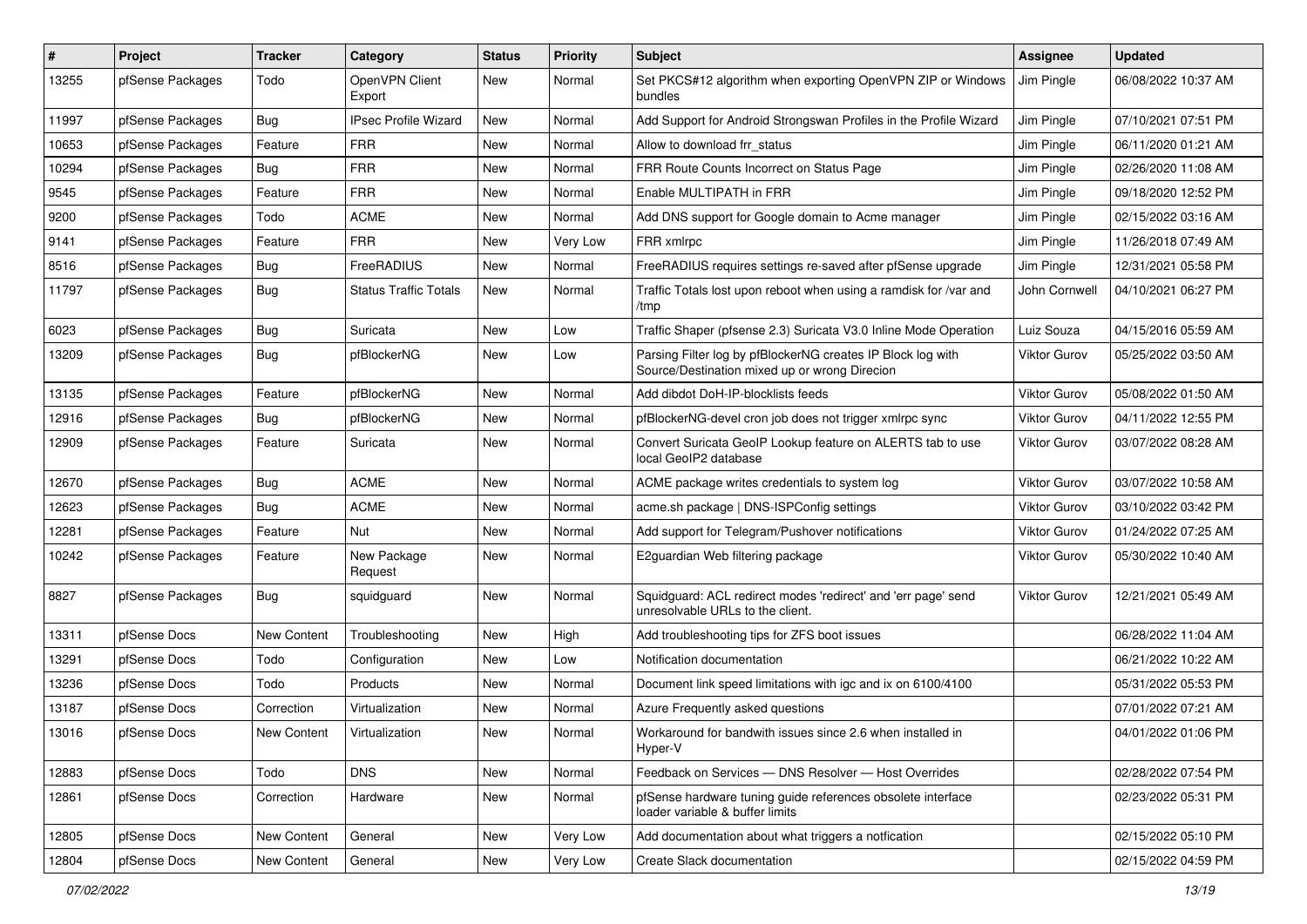| # | Project | Tracker | Category | Status | Priority | Subject | Assignee | Updated |
|---|---|---|---|---|---|---|---|---|
| 13255 | pfSense Packages | Todo | OpenVPN Client Export | New | Normal | Set PKCS#12 algorithm when exporting OpenVPN ZIP or Windows bundles | Jim Pingle | 06/08/2022 10:37 AM |
| 11997 | pfSense Packages | Bug | IPsec Profile Wizard | New | Normal | Add Support for Android Strongswan Profiles in the Profile Wizard | Jim Pingle | 07/10/2021 07:51 PM |
| 10653 | pfSense Packages | Feature | FRR | New | Normal | Allow to download frr_status | Jim Pingle | 06/11/2020 01:21 AM |
| 10294 | pfSense Packages | Bug | FRR | New | Normal | FRR Route Counts Incorrect on Status Page | Jim Pingle | 02/26/2020 11:08 AM |
| 9545 | pfSense Packages | Feature | FRR | New | Normal | Enable MULTIPATH in FRR | Jim Pingle | 09/18/2020 12:52 PM |
| 9200 | pfSense Packages | Todo | ACME | New | Normal | Add DNS support for Google domain to Acme manager | Jim Pingle | 02/15/2022 03:16 AM |
| 9141 | pfSense Packages | Feature | FRR | New | Very Low | FRR xmlrpc | Jim Pingle | 11/26/2018 07:49 AM |
| 8516 | pfSense Packages | Bug | FreeRADIUS | New | Normal | FreeRADIUS requires settings re-saved after pfSense upgrade | Jim Pingle | 12/31/2021 05:58 PM |
| 11797 | pfSense Packages | Bug | Status Traffic Totals | New | Normal | Traffic Totals lost upon reboot when using a ramdisk for /var and /tmp | John Cornwell | 04/10/2021 06:27 PM |
| 6023 | pfSense Packages | Bug | Suricata | New | Low | Traffic Shaper (pfsense 2.3) Suricata V3.0 Inline Mode Operation | Luiz Souza | 04/15/2016 05:59 AM |
| 13209 | pfSense Packages | Bug | pfBlockerNG | New | Low | Parsing Filter log by pfBlockerNG creates IP Block log with Source/Destination mixed up or wrong Direcion | Viktor Gurov | 05/25/2022 03:50 AM |
| 13135 | pfSense Packages | Feature | pfBlockerNG | New | Normal | Add dibdot DoH-IP-blocklists feeds | Viktor Gurov | 05/08/2022 01:50 AM |
| 12916 | pfSense Packages | Bug | pfBlockerNG | New | Normal | pfBlockerNG-devel cron job does not trigger xmlrpc sync | Viktor Gurov | 04/11/2022 12:55 PM |
| 12909 | pfSense Packages | Feature | Suricata | New | Normal | Convert Suricata GeoIP Lookup feature on ALERTS tab to use local GeoIP2 database | Viktor Gurov | 03/07/2022 08:28 AM |
| 12670 | pfSense Packages | Bug | ACME | New | Normal | ACME package writes credentials to system log | Viktor Gurov | 03/07/2022 10:58 AM |
| 12623 | pfSense Packages | Bug | ACME | New | Normal | acme.sh package \| DNS-ISPConfig settings | Viktor Gurov | 03/10/2022 03:42 PM |
| 12281 | pfSense Packages | Feature | Nut | New | Normal | Add support for Telegram/Pushover notifications | Viktor Gurov | 01/24/2022 07:25 AM |
| 10242 | pfSense Packages | Feature | New Package Request | New | Normal | E2guardian Web filtering package | Viktor Gurov | 05/30/2022 10:40 AM |
| 8827 | pfSense Packages | Bug | squidguard | New | Normal | Squidguard: ACL redirect modes 'redirect' and 'err page' send unresolvable URLs to the client. | Viktor Gurov | 12/21/2021 05:49 AM |
| 13311 | pfSense Docs | New Content | Troubleshooting | New | High | Add troubleshooting tips for ZFS boot issues | | 06/28/2022 11:04 AM |
| 13291 | pfSense Docs | Todo | Configuration | New | Low | Notification documentation | | 06/21/2022 10:22 AM |
| 13236 | pfSense Docs | Todo | Products | New | Normal | Document link speed limitations with igc and ix on 6100/4100 | | 05/31/2022 05:53 PM |
| 13187 | pfSense Docs | Correction | Virtualization | New | Normal | Azure Frequently asked questions | | 07/01/2022 07:21 AM |
| 13016 | pfSense Docs | New Content | Virtualization | New | Normal | Workaround for bandwith issues since 2.6 when installed in Hyper-V | | 04/01/2022 01:06 PM |
| 12883 | pfSense Docs | Todo | DNS | New | Normal | Feedback on Services — DNS Resolver — Host Overrides | | 02/28/2022 07:54 PM |
| 12861 | pfSense Docs | Correction | Hardware | New | Normal | pfSense hardware tuning guide references obsolete interface loader variable & buffer limits | | 02/23/2022 05:31 PM |
| 12805 | pfSense Docs | New Content | General | New | Very Low | Add documentation about what triggers a notfication | | 02/15/2022 05:10 PM |
| 12804 | pfSense Docs | New Content | General | New | Very Low | Create Slack documentation | | 02/15/2022 04:59 PM |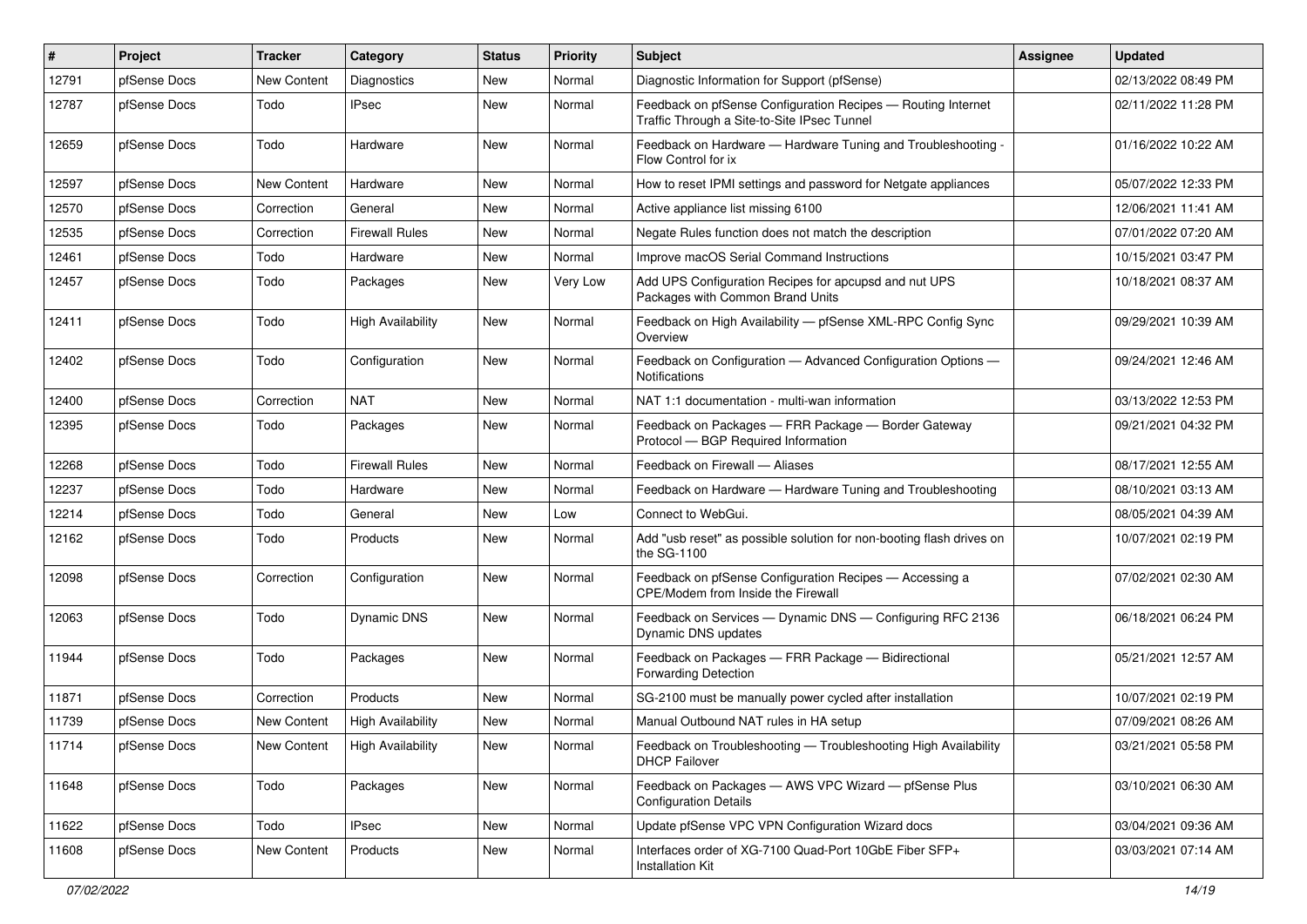| # | Project | Tracker | Category | Status | Priority | Subject | Assignee | Updated |
|---|---|---|---|---|---|---|---|---|
| 12791 | pfSense Docs | New Content | Diagnostics | New | Normal | Diagnostic Information for Support (pfSense) | | 02/13/2022 08:49 PM |
| 12787 | pfSense Docs | Todo | IPsec | New | Normal | Feedback on pfSense Configuration Recipes — Routing Internet Traffic Through a Site-to-Site IPsec Tunnel | | 02/11/2022 11:28 PM |
| 12659 | pfSense Docs | Todo | Hardware | New | Normal | Feedback on Hardware — Hardware Tuning and Troubleshooting - Flow Control for ix | | 01/16/2022 10:22 AM |
| 12597 | pfSense Docs | New Content | Hardware | New | Normal | How to reset IPMI settings and password for Netgate appliances | | 05/07/2022 12:33 PM |
| 12570 | pfSense Docs | Correction | General | New | Normal | Active appliance list missing 6100 | | 12/06/2021 11:41 AM |
| 12535 | pfSense Docs | Correction | Firewall Rules | New | Normal | Negate Rules function does not match the description | | 07/01/2022 07:20 AM |
| 12461 | pfSense Docs | Todo | Hardware | New | Normal | Improve macOS Serial Command Instructions | | 10/15/2021 03:47 PM |
| 12457 | pfSense Docs | Todo | Packages | New | Very Low | Add UPS Configuration Recipes for apcupsd and nut UPS Packages with Common Brand Units | | 10/18/2021 08:37 AM |
| 12411 | pfSense Docs | Todo | High Availability | New | Normal | Feedback on High Availability — pfSense XML-RPC Config Sync Overview | | 09/29/2021 10:39 AM |
| 12402 | pfSense Docs | Todo | Configuration | New | Normal | Feedback on Configuration — Advanced Configuration Options — Notifications | | 09/24/2021 12:46 AM |
| 12400 | pfSense Docs | Correction | NAT | New | Normal | NAT 1:1 documentation - multi-wan information | | 03/13/2022 12:53 PM |
| 12395 | pfSense Docs | Todo | Packages | New | Normal | Feedback on Packages — FRR Package — Border Gateway Protocol — BGP Required Information | | 09/21/2021 04:32 PM |
| 12268 | pfSense Docs | Todo | Firewall Rules | New | Normal | Feedback on Firewall — Aliases | | 08/17/2021 12:55 AM |
| 12237 | pfSense Docs | Todo | Hardware | New | Normal | Feedback on Hardware — Hardware Tuning and Troubleshooting | | 08/10/2021 03:13 AM |
| 12214 | pfSense Docs | Todo | General | New | Low | Connect to WebGui. | | 08/05/2021 04:39 AM |
| 12162 | pfSense Docs | Todo | Products | New | Normal | Add "usb reset" as possible solution for non-booting flash drives on the SG-1100 | | 10/07/2021 02:19 PM |
| 12098 | pfSense Docs | Correction | Configuration | New | Normal | Feedback on pfSense Configuration Recipes — Accessing a CPE/Modem from Inside the Firewall | | 07/02/2021 02:30 AM |
| 12063 | pfSense Docs | Todo | Dynamic DNS | New | Normal | Feedback on Services — Dynamic DNS — Configuring RFC 2136 Dynamic DNS updates | | 06/18/2021 06:24 PM |
| 11944 | pfSense Docs | Todo | Packages | New | Normal | Feedback on Packages — FRR Package — Bidirectional Forwarding Detection | | 05/21/2021 12:57 AM |
| 11871 | pfSense Docs | Correction | Products | New | Normal | SG-2100 must be manually power cycled after installation | | 10/07/2021 02:19 PM |
| 11739 | pfSense Docs | New Content | High Availability | New | Normal | Manual Outbound NAT rules in HA setup | | 07/09/2021 08:26 AM |
| 11714 | pfSense Docs | New Content | High Availability | New | Normal | Feedback on Troubleshooting — Troubleshooting High Availability DHCP Failover | | 03/21/2021 05:58 PM |
| 11648 | pfSense Docs | Todo | Packages | New | Normal | Feedback on Packages — AWS VPC Wizard — pfSense Plus Configuration Details | | 03/10/2021 06:30 AM |
| 11622 | pfSense Docs | Todo | IPsec | New | Normal | Update pfSense VPC VPN Configuration Wizard docs | | 03/04/2021 09:36 AM |
| 11608 | pfSense Docs | New Content | Products | New | Normal | Interfaces order of XG-7100 Quad-Port 10GbE Fiber SFP+ Installation Kit | | 03/03/2021 07:14 AM |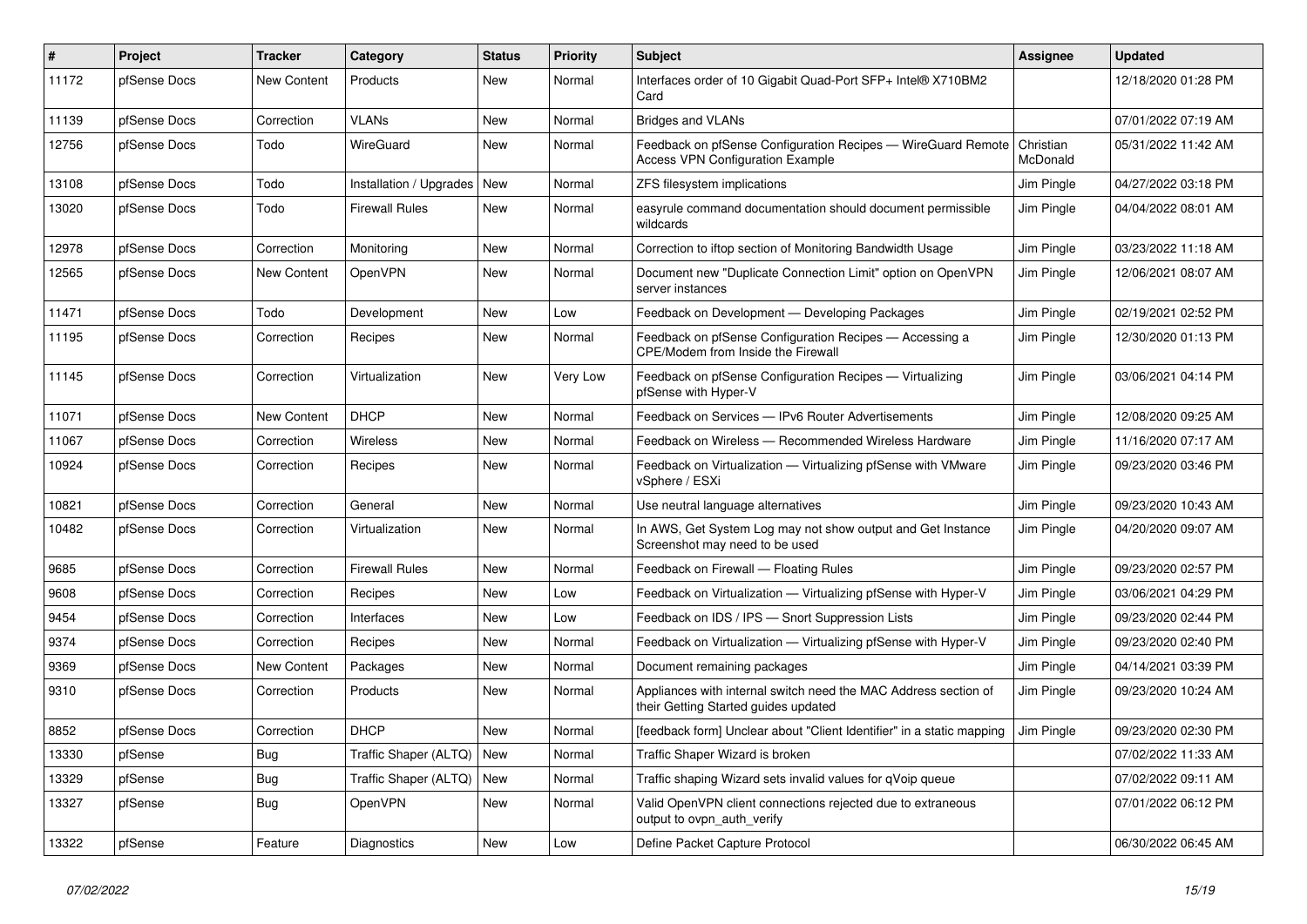| # | Project | Tracker | Category | Status | Priority | Subject | Assignee | Updated |
|---|---|---|---|---|---|---|---|---|
| 11172 | pfSense Docs | New Content | Products | New | Normal | Interfaces order of 10 Gigabit Quad-Port SFP+ Intel® X710BM2 Card | | 12/18/2020 01:28 PM |
| 11139 | pfSense Docs | Correction | VLANs | New | Normal | Bridges and VLANs | | 07/01/2022 07:19 AM |
| 12756 | pfSense Docs | Todo | WireGuard | New | Normal | Feedback on pfSense Configuration Recipes — WireGuard Remote Access VPN Configuration Example | Christian McDonald | 05/31/2022 11:42 AM |
| 13108 | pfSense Docs | Todo | Installation / Upgrades | New | Normal | ZFS filesystem implications | Jim Pingle | 04/27/2022 03:18 PM |
| 13020 | pfSense Docs | Todo | Firewall Rules | New | Normal | easyrule command documentation should document permissible wildcards | Jim Pingle | 04/04/2022 08:01 AM |
| 12978 | pfSense Docs | Correction | Monitoring | New | Normal | Correction to iftop section of Monitoring Bandwidth Usage | Jim Pingle | 03/23/2022 11:18 AM |
| 12565 | pfSense Docs | New Content | OpenVPN | New | Normal | Document new "Duplicate Connection Limit" option on OpenVPN server instances | Jim Pingle | 12/06/2021 08:07 AM |
| 11471 | pfSense Docs | Todo | Development | New | Low | Feedback on Development — Developing Packages | Jim Pingle | 02/19/2021 02:52 PM |
| 11195 | pfSense Docs | Correction | Recipes | New | Normal | Feedback on pfSense Configuration Recipes — Accessing a CPE/Modem from Inside the Firewall | Jim Pingle | 12/30/2020 01:13 PM |
| 11145 | pfSense Docs | Correction | Virtualization | New | Very Low | Feedback on pfSense Configuration Recipes — Virtualizing pfSense with Hyper-V | Jim Pingle | 03/06/2021 04:14 PM |
| 11071 | pfSense Docs | New Content | DHCP | New | Normal | Feedback on Services — IPv6 Router Advertisements | Jim Pingle | 12/08/2020 09:25 AM |
| 11067 | pfSense Docs | Correction | Wireless | New | Normal | Feedback on Wireless — Recommended Wireless Hardware | Jim Pingle | 11/16/2020 07:17 AM |
| 10924 | pfSense Docs | Correction | Recipes | New | Normal | Feedback on Virtualization — Virtualizing pfSense with VMware vSphere / ESXi | Jim Pingle | 09/23/2020 03:46 PM |
| 10821 | pfSense Docs | Correction | General | New | Normal | Use neutral language alternatives | Jim Pingle | 09/23/2020 10:43 AM |
| 10482 | pfSense Docs | Correction | Virtualization | New | Normal | In AWS, Get System Log may not show output and Get Instance Screenshot may need to be used | Jim Pingle | 04/20/2020 09:07 AM |
| 9685 | pfSense Docs | Correction | Firewall Rules | New | Normal | Feedback on Firewall — Floating Rules | Jim Pingle | 09/23/2020 02:57 PM |
| 9608 | pfSense Docs | Correction | Recipes | New | Low | Feedback on Virtualization — Virtualizing pfSense with Hyper-V | Jim Pingle | 03/06/2021 04:29 PM |
| 9454 | pfSense Docs | Correction | Interfaces | New | Low | Feedback on IDS / IPS — Snort Suppression Lists | Jim Pingle | 09/23/2020 02:44 PM |
| 9374 | pfSense Docs | Correction | Recipes | New | Normal | Feedback on Virtualization — Virtualizing pfSense with Hyper-V | Jim Pingle | 09/23/2020 02:40 PM |
| 9369 | pfSense Docs | New Content | Packages | New | Normal | Document remaining packages | Jim Pingle | 04/14/2021 03:39 PM |
| 9310 | pfSense Docs | Correction | Products | New | Normal | Appliances with internal switch need the MAC Address section of their Getting Started guides updated | Jim Pingle | 09/23/2020 10:24 AM |
| 8852 | pfSense Docs | Correction | DHCP | New | Normal | [feedback form] Unclear about "Client Identifier" in a static mapping | Jim Pingle | 09/23/2020 02:30 PM |
| 13330 | pfSense | Bug | Traffic Shaper (ALTQ) | New | Normal | Traffic Shaper Wizard is broken | | 07/02/2022 11:33 AM |
| 13329 | pfSense | Bug | Traffic Shaper (ALTQ) | New | Normal | Traffic shaping Wizard sets invalid values for qVoip queue | | 07/02/2022 09:11 AM |
| 13327 | pfSense | Bug | OpenVPN | New | Normal | Valid OpenVPN client connections rejected due to extraneous output to ovpn_auth_verify | | 07/01/2022 06:12 PM |
| 13322 | pfSense | Feature | Diagnostics | New | Low | Define Packet Capture Protocol | | 06/30/2022 06:45 AM |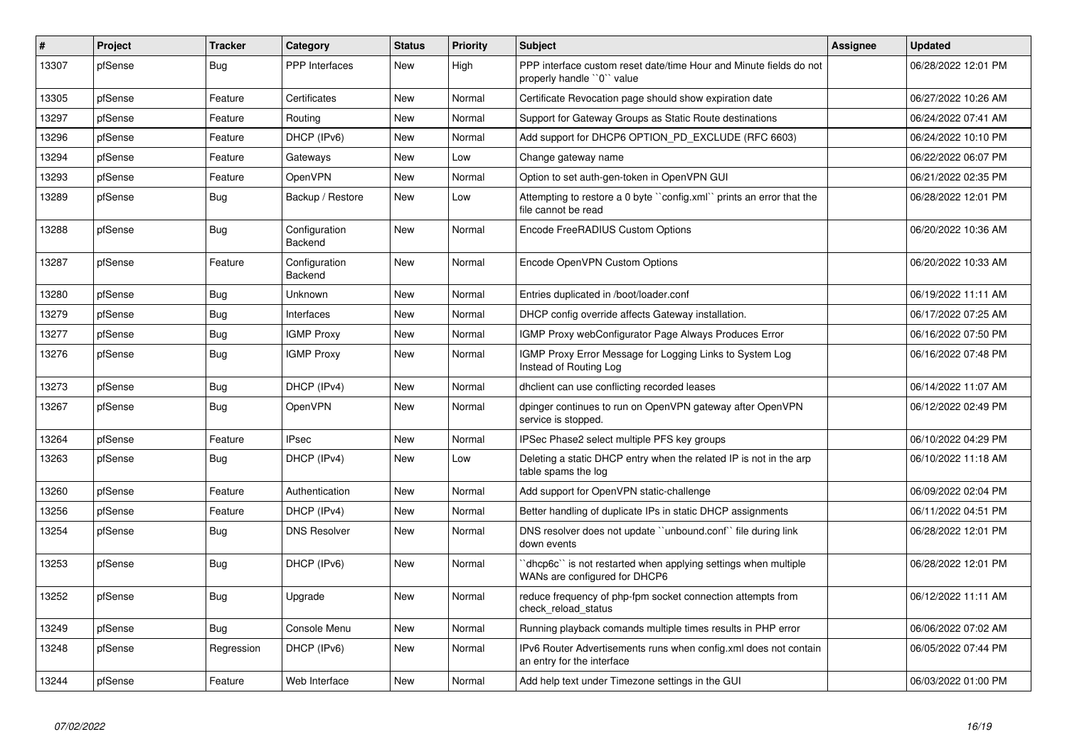| # | Project | Tracker | Category | Status | Priority | Subject | Assignee | Updated |
|---|---|---|---|---|---|---|---|---|
| 13307 | pfSense | Bug | PPP Interfaces | New | High | PPP interface custom reset date/time Hour and Minute fields do not properly handle ``0`` value | | 06/28/2022 12:01 PM |
| 13305 | pfSense | Feature | Certificates | New | Normal | Certificate Revocation page should show expiration date | | 06/27/2022 10:26 AM |
| 13297 | pfSense | Feature | Routing | New | Normal | Support for Gateway Groups as Static Route destinations | | 06/24/2022 07:41 AM |
| 13296 | pfSense | Feature | DHCP (IPv6) | New | Normal | Add support for DHCP6 OPTION_PD_EXCLUDE (RFC 6603) | | 06/24/2022 10:10 PM |
| 13294 | pfSense | Feature | Gateways | New | Low | Change gateway name | | 06/22/2022 06:07 PM |
| 13293 | pfSense | Feature | OpenVPN | New | Normal | Option to set auth-gen-token in OpenVPN GUI | | 06/21/2022 02:35 PM |
| 13289 | pfSense | Bug | Backup / Restore | New | Low | Attempting to restore a 0 byte ``config.xml`` prints an error that the file cannot be read | | 06/28/2022 12:01 PM |
| 13288 | pfSense | Bug | Configuration Backend | New | Normal | Encode FreeRADIUS Custom Options | | 06/20/2022 10:36 AM |
| 13287 | pfSense | Feature | Configuration Backend | New | Normal | Encode OpenVPN Custom Options | | 06/20/2022 10:33 AM |
| 13280 | pfSense | Bug | Unknown | New | Normal | Entries duplicated in /boot/loader.conf | | 06/19/2022 11:11 AM |
| 13279 | pfSense | Bug | Interfaces | New | Normal | DHCP config override affects Gateway installation. | | 06/17/2022 07:25 AM |
| 13277 | pfSense | Bug | IGMP Proxy | New | Normal | IGMP Proxy webConfigurator Page Always Produces Error | | 06/16/2022 07:50 PM |
| 13276 | pfSense | Bug | IGMP Proxy | New | Normal | IGMP Proxy Error Message for Logging Links to System Log Instead of Routing Log | | 06/16/2022 07:48 PM |
| 13273 | pfSense | Bug | DHCP (IPv4) | New | Normal | dhclient can use conflicting recorded leases | | 06/14/2022 11:07 AM |
| 13267 | pfSense | Bug | OpenVPN | New | Normal | dpinger continues to run on OpenVPN gateway after OpenVPN service is stopped. | | 06/12/2022 02:49 PM |
| 13264 | pfSense | Feature | IPsec | New | Normal | IPSec Phase2 select multiple PFS key groups | | 06/10/2022 04:29 PM |
| 13263 | pfSense | Bug | DHCP (IPv4) | New | Low | Deleting a static DHCP entry when the related IP is not in the arp table spams the log | | 06/10/2022 11:18 AM |
| 13260 | pfSense | Feature | Authentication | New | Normal | Add support for OpenVPN static-challenge | | 06/09/2022 02:04 PM |
| 13256 | pfSense | Feature | DHCP (IPv4) | New | Normal | Better handling of duplicate IPs in static DHCP assignments | | 06/11/2022 04:51 PM |
| 13254 | pfSense | Bug | DNS Resolver | New | Normal | DNS resolver does not update ``unbound.conf`` file during link down events | | 06/28/2022 12:01 PM |
| 13253 | pfSense | Bug | DHCP (IPv6) | New | Normal | ``dhcp6c`` is not restarted when applying settings when multiple WANs are configured for DHCP6 | | 06/28/2022 12:01 PM |
| 13252 | pfSense | Bug | Upgrade | New | Normal | reduce frequency of php-fpm socket connection attempts from check_reload_status | | 06/12/2022 11:11 AM |
| 13249 | pfSense | Bug | Console Menu | New | Normal | Running playback comands multiple times results in PHP error | | 06/06/2022 07:02 AM |
| 13248 | pfSense | Regression | DHCP (IPv6) | New | Normal | IPv6 Router Advertisements runs when config.xml does not contain an entry for the interface | | 06/05/2022 07:44 PM |
| 13244 | pfSense | Feature | Web Interface | New | Normal | Add help text under Timezone settings in the GUI | | 06/03/2022 01:00 PM |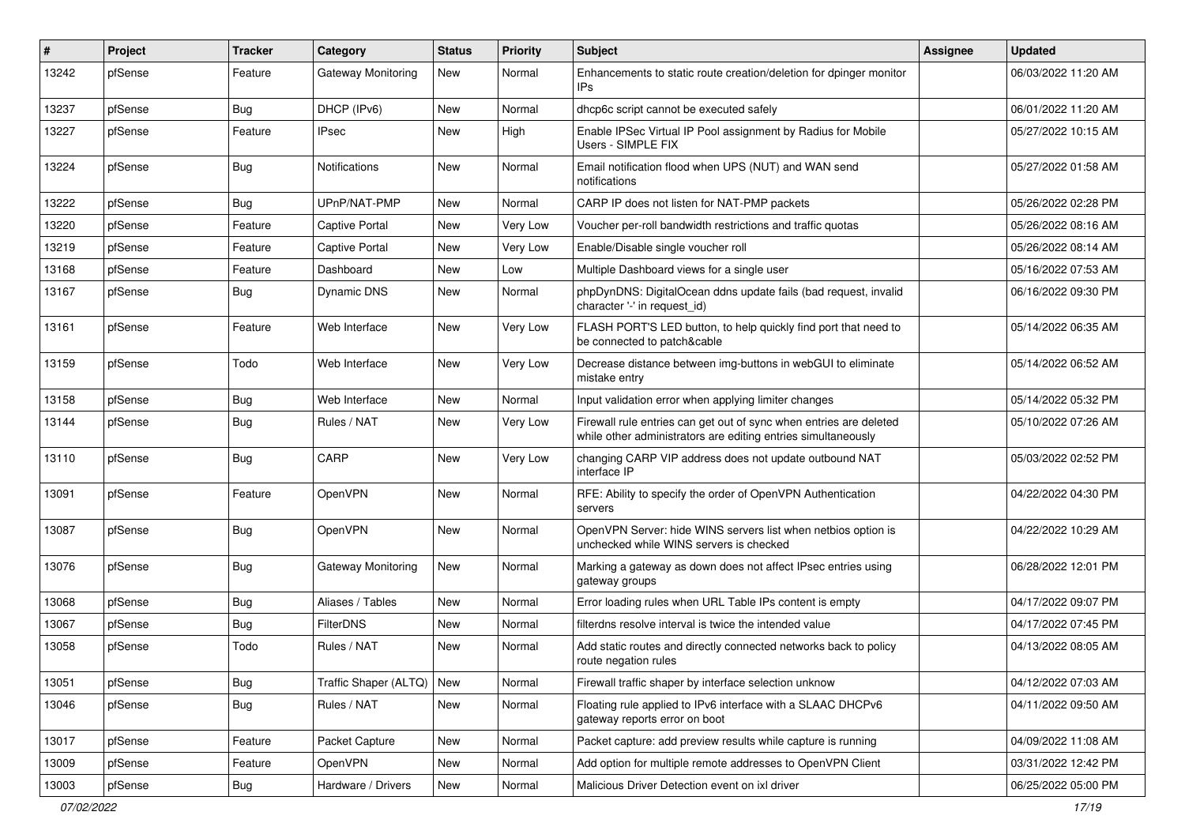| # | Project | Tracker | Category | Status | Priority | Subject | Assignee | Updated |
|---|---|---|---|---|---|---|---|---|
| 13242 | pfSense | Feature | Gateway Monitoring | New | Normal | Enhancements to static route creation/deletion for dpinger monitor IPs | | 06/03/2022 11:20 AM |
| 13237 | pfSense | Bug | DHCP (IPv6) | New | Normal | dhcp6c script cannot be executed safely | | 06/01/2022 11:20 AM |
| 13227 | pfSense | Feature | IPsec | New | High | Enable IPSec Virtual IP Pool assignment by Radius for Mobile Users - SIMPLE FIX | | 05/27/2022 10:15 AM |
| 13224 | pfSense | Bug | Notifications | New | Normal | Email notification flood when UPS (NUT) and WAN send notifications | | 05/27/2022 01:58 AM |
| 13222 | pfSense | Bug | UPnP/NAT-PMP | New | Normal | CARP IP does not listen for NAT-PMP packets | | 05/26/2022 02:28 PM |
| 13220 | pfSense | Feature | Captive Portal | New | Very Low | Voucher per-roll bandwidth restrictions and traffic quotas | | 05/26/2022 08:16 AM |
| 13219 | pfSense | Feature | Captive Portal | New | Very Low | Enable/Disable single voucher roll | | 05/26/2022 08:14 AM |
| 13168 | pfSense | Feature | Dashboard | New | Low | Multiple Dashboard views for a single user | | 05/16/2022 07:53 AM |
| 13167 | pfSense | Bug | Dynamic DNS | New | Normal | phpDynDNS: DigitalOcean ddns update fails (bad request, invalid character '-' in request_id) | | 06/16/2022 09:30 PM |
| 13161 | pfSense | Feature | Web Interface | New | Very Low | FLASH PORT'S LED button, to help quickly find port that need to be connected to patch&cable | | 05/14/2022 06:35 AM |
| 13159 | pfSense | Todo | Web Interface | New | Very Low | Decrease distance between img-buttons in webGUI to eliminate mistake entry | | 05/14/2022 06:52 AM |
| 13158 | pfSense | Bug | Web Interface | New | Normal | Input validation error when applying limiter changes | | 05/14/2022 05:32 PM |
| 13144 | pfSense | Bug | Rules / NAT | New | Very Low | Firewall rule entries can get out of sync when entries are deleted while other administrators are editing entries simultaneously | | 05/10/2022 07:26 AM |
| 13110 | pfSense | Bug | CARP | New | Very Low | changing CARP VIP address does not update outbound NAT interface IP | | 05/03/2022 02:52 PM |
| 13091 | pfSense | Feature | OpenVPN | New | Normal | RFE: Ability to specify the order of OpenVPN Authentication servers | | 04/22/2022 04:30 PM |
| 13087 | pfSense | Bug | OpenVPN | New | Normal | OpenVPN Server: hide WINS servers list when netbios option is unchecked while WINS servers is checked | | 04/22/2022 10:29 AM |
| 13076 | pfSense | Bug | Gateway Monitoring | New | Normal | Marking a gateway as down does not affect IPsec entries using gateway groups | | 06/28/2022 12:01 PM |
| 13068 | pfSense | Bug | Aliases / Tables | New | Normal | Error loading rules when URL Table IPs content is empty | | 04/17/2022 09:07 PM |
| 13067 | pfSense | Bug | FilterDNS | New | Normal | filterdns resolve interval is twice the intended value | | 04/17/2022 07:45 PM |
| 13058 | pfSense | Todo | Rules / NAT | New | Normal | Add static routes and directly connected networks back to policy route negation rules | | 04/13/2022 08:05 AM |
| 13051 | pfSense | Bug | Traffic Shaper (ALTQ) | New | Normal | Firewall traffic shaper by interface selection unknow | | 04/12/2022 07:03 AM |
| 13046 | pfSense | Bug | Rules / NAT | New | Normal | Floating rule applied to IPv6 interface with a SLAAC DHCPv6 gateway reports error on boot | | 04/11/2022 09:50 AM |
| 13017 | pfSense | Feature | Packet Capture | New | Normal | Packet capture: add preview results while capture is running | | 04/09/2022 11:08 AM |
| 13009 | pfSense | Feature | OpenVPN | New | Normal | Add option for multiple remote addresses to OpenVPN Client | | 03/31/2022 12:42 PM |
| 13003 | pfSense | Bug | Hardware / Drivers | New | Normal | Malicious Driver Detection event on ixl driver | | 06/25/2022 05:00 PM |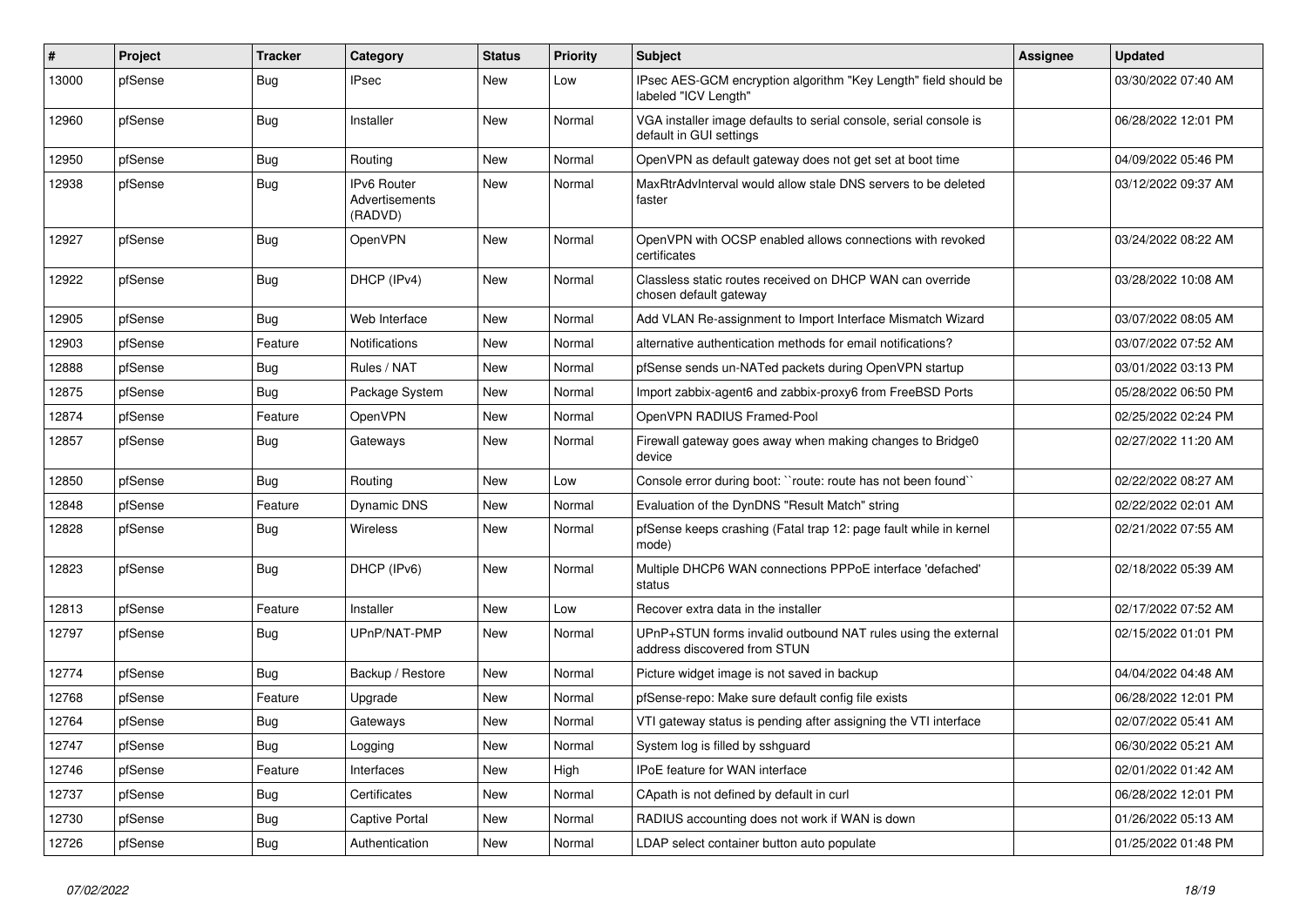| # | Project | Tracker | Category | Status | Priority | Subject | Assignee | Updated |
|---|---|---|---|---|---|---|---|---|
| 13000 | pfSense | Bug | IPsec | New | Low | IPsec AES-GCM encryption algorithm "Key Length" field should be labeled "ICV Length" | | 03/30/2022 07:40 AM |
| 12960 | pfSense | Bug | Installer | New | Normal | VGA installer image defaults to serial console, serial console is default in GUI settings | | 06/28/2022 12:01 PM |
| 12950 | pfSense | Bug | Routing | New | Normal | OpenVPN as default gateway does not get set at boot time | | 04/09/2022 05:46 PM |
| 12938 | pfSense | Bug | IPv6 Router Advertisements (RADVD) | New | Normal | MaxRtrAdvInterval would allow stale DNS servers to be deleted faster | | 03/12/2022 09:37 AM |
| 12927 | pfSense | Bug | OpenVPN | New | Normal | OpenVPN with OCSP enabled allows connections with revoked certificates | | 03/24/2022 08:22 AM |
| 12922 | pfSense | Bug | DHCP (IPv4) | New | Normal | Classless static routes received on DHCP WAN can override chosen default gateway | | 03/28/2022 10:08 AM |
| 12905 | pfSense | Bug | Web Interface | New | Normal | Add VLAN Re-assignment to Import Interface Mismatch Wizard | | 03/07/2022 08:05 AM |
| 12903 | pfSense | Feature | Notifications | New | Normal | alternative authentication methods for email notifications? | | 03/07/2022 07:52 AM |
| 12888 | pfSense | Bug | Rules / NAT | New | Normal | pfSense sends un-NATed packets during OpenVPN startup | | 03/01/2022 03:13 PM |
| 12875 | pfSense | Bug | Package System | New | Normal | Import zabbix-agent6 and zabbix-proxy6 from FreeBSD Ports | | 05/28/2022 06:50 PM |
| 12874 | pfSense | Feature | OpenVPN | New | Normal | OpenVPN RADIUS Framed-Pool | | 02/25/2022 02:24 PM |
| 12857 | pfSense | Bug | Gateways | New | Normal | Firewall gateway goes away when making changes to Bridge0 device | | 02/27/2022 11:20 AM |
| 12850 | pfSense | Bug | Routing | New | Low | Console error during boot: ``route: route has not been found`` | | 02/22/2022 08:27 AM |
| 12848 | pfSense | Feature | Dynamic DNS | New | Normal | Evaluation of the DynDNS "Result Match" string | | 02/22/2022 02:01 AM |
| 12828 | pfSense | Bug | Wireless | New | Normal | pfSense keeps crashing (Fatal trap 12: page fault while in kernel mode) | | 02/21/2022 07:55 AM |
| 12823 | pfSense | Bug | DHCP (IPv6) | New | Normal | Multiple DHCP6 WAN connections PPPoE interface 'defached' status | | 02/18/2022 05:39 AM |
| 12813 | pfSense | Feature | Installer | New | Low | Recover extra data in the installer | | 02/17/2022 07:52 AM |
| 12797 | pfSense | Bug | UPnP/NAT-PMP | New | Normal | UPnP+STUN forms invalid outbound NAT rules using the external address discovered from STUN | | 02/15/2022 01:01 PM |
| 12774 | pfSense | Bug | Backup / Restore | New | Normal | Picture widget image is not saved in backup | | 04/04/2022 04:48 AM |
| 12768 | pfSense | Feature | Upgrade | New | Normal | pfSense-repo: Make sure default config file exists | | 06/28/2022 12:01 PM |
| 12764 | pfSense | Bug | Gateways | New | Normal | VTI gateway status is pending after assigning the VTI interface | | 02/07/2022 05:41 AM |
| 12747 | pfSense | Bug | Logging | New | Normal | System log is filled by sshguard | | 06/30/2022 05:21 AM |
| 12746 | pfSense | Feature | Interfaces | New | High | IPoE feature for WAN interface | | 02/01/2022 01:42 AM |
| 12737 | pfSense | Bug | Certificates | New | Normal | CApath is not defined by default in curl | | 06/28/2022 12:01 PM |
| 12730 | pfSense | Bug | Captive Portal | New | Normal | RADIUS accounting does not work if WAN is down | | 01/26/2022 05:13 AM |
| 12726 | pfSense | Bug | Authentication | New | Normal | LDAP select container button auto populate | | 01/25/2022 01:48 PM |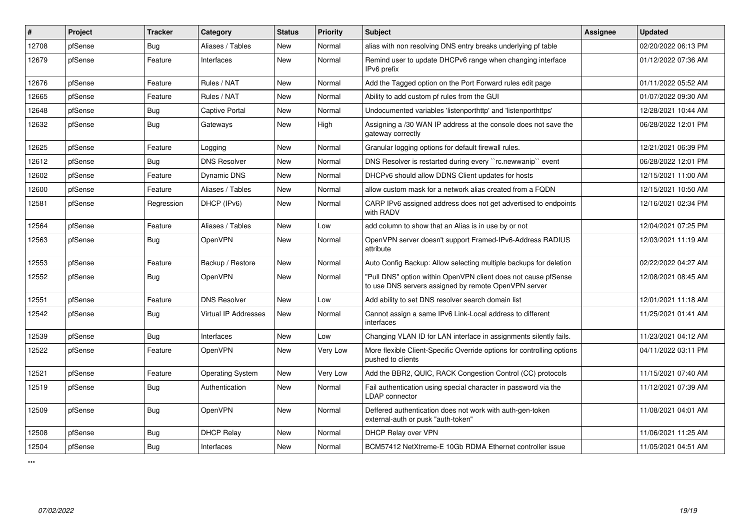| # | Project | Tracker | Category | Status | Priority | Subject | Assignee | Updated |
|---|---|---|---|---|---|---|---|---|
| 12708 | pfSense | Bug | Aliases / Tables | New | Normal | alias with non resolving DNS entry breaks underlying pf table | | 02/20/2022 06:13 PM |
| 12679 | pfSense | Feature | Interfaces | New | Normal | Remind user to update DHCPv6 range when changing interface IPv6 prefix | | 01/12/2022 07:36 AM |
| 12676 | pfSense | Feature | Rules / NAT | New | Normal | Add the Tagged option on the Port Forward rules edit page | | 01/11/2022 05:52 AM |
| 12665 | pfSense | Feature | Rules / NAT | New | Normal | Ability to add custom pf rules from the GUI | | 01/07/2022 09:30 AM |
| 12648 | pfSense | Bug | Captive Portal | New | Normal | Undocumented variables 'listenporthttp' and 'listenporthttps' | | 12/28/2021 10:44 AM |
| 12632 | pfSense | Bug | Gateways | New | High | Assigning a /30 WAN IP address at the console does not save the gateway correctly | | 06/28/2022 12:01 PM |
| 12625 | pfSense | Feature | Logging | New | Normal | Granular logging options for default firewall rules. | | 12/21/2021 06:39 PM |
| 12612 | pfSense | Bug | DNS Resolver | New | Normal | DNS Resolver is restarted during every ``rc.newwanip`` event | | 06/28/2022 12:01 PM |
| 12602 | pfSense | Feature | Dynamic DNS | New | Normal | DHCPv6 should allow DDNS Client updates for hosts | | 12/15/2021 11:00 AM |
| 12600 | pfSense | Feature | Aliases / Tables | New | Normal | allow custom mask for a network alias created from a FQDN | | 12/15/2021 10:50 AM |
| 12581 | pfSense | Regression | DHCP (IPv6) | New | Normal | CARP IPv6 assigned address does not get advertised to endpoints with RADV | | 12/16/2021 02:34 PM |
| 12564 | pfSense | Feature | Aliases / Tables | New | Low | add column to show that an Alias is in use by or not | | 12/04/2021 07:25 PM |
| 12563 | pfSense | Bug | OpenVPN | New | Normal | OpenVPN server doesn't support Framed-IPv6-Address RADIUS attribute | | 12/03/2021 11:19 AM |
| 12553 | pfSense | Feature | Backup / Restore | New | Normal | Auto Config Backup: Allow selecting multiple backups for deletion | | 02/22/2022 04:27 AM |
| 12552 | pfSense | Bug | OpenVPN | New | Normal | "Pull DNS" option within OpenVPN client does not cause pfSense to use DNS servers assigned by remote OpenVPN server | | 12/08/2021 08:45 AM |
| 12551 | pfSense | Feature | DNS Resolver | New | Low | Add ability to set DNS resolver search domain list | | 12/01/2021 11:18 AM |
| 12542 | pfSense | Bug | Virtual IP Addresses | New | Normal | Cannot assign a same IPv6 Link-Local address to different interfaces | | 11/25/2021 01:41 AM |
| 12539 | pfSense | Bug | Interfaces | New | Low | Changing VLAN ID for LAN interface in assignments silently fails. | | 11/23/2021 04:12 AM |
| 12522 | pfSense | Feature | OpenVPN | New | Very Low | More flexible Client-Specific Override options for controlling options pushed to clients | | 04/11/2022 03:11 PM |
| 12521 | pfSense | Feature | Operating System | New | Very Low | Add the BBR2, QUIC, RACK Congestion Control (CC) protocols | | 11/15/2021 07:40 AM |
| 12519 | pfSense | Bug | Authentication | New | Normal | Fail authentication using special character in password via the LDAP connector | | 11/12/2021 07:39 AM |
| 12509 | pfSense | Bug | OpenVPN | New | Normal | Deffered authentication does not work with auth-gen-token external-auth or pusk "auth-token" | | 11/08/2021 04:01 AM |
| 12508 | pfSense | Bug | DHCP Relay | New | Normal | DHCP Relay over VPN | | 11/06/2021 11:25 AM |
| 12504 | pfSense | Bug | Interfaces | New | Normal | BCM57412 NetXtreme-E 10Gb RDMA Ethernet controller issue | | 11/05/2021 04:51 AM |

...